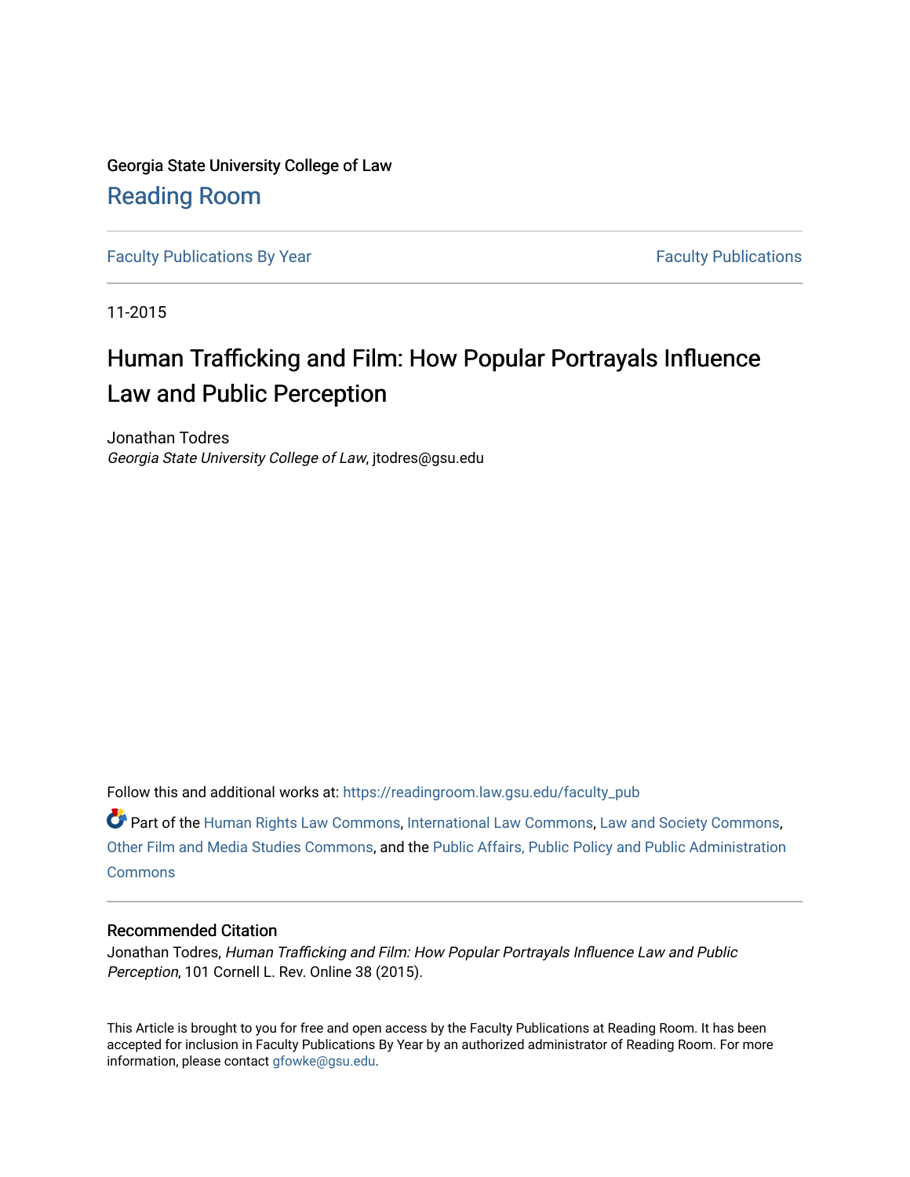Georgia State University College of Law

# Reading Room

Faculty Publications By Year | Faculty Publications

11-2015

# Human Trafficking and Film: How Popular Portrayals Influence Law and Public Perception

Jonathan Todres
*Georgia State University College of Law*, jtodres@gsu.edu

Follow this and additional works at: https://readingroom.law.gsu.edu/faculty_pub

Part of the Human Rights Law Commons, International Law Commons, Law and Society Commons, Other Film and Media Studies Commons, and the Public Affairs, Public Policy and Public Administration Commons

## Recommended Citation

Jonathan Todres, *Human Trafficking and Film: How Popular Portrayals Influence Law and Public Perception*, 101 Cornell L. Rev. Online 38 (2015).

This Article is brought to you for free and open access by the Faculty Publications at Reading Room. It has been accepted for inclusion in Faculty Publications By Year by an authorized administrator of Reading Room. For more information, please contact gfowke@gsu.edu.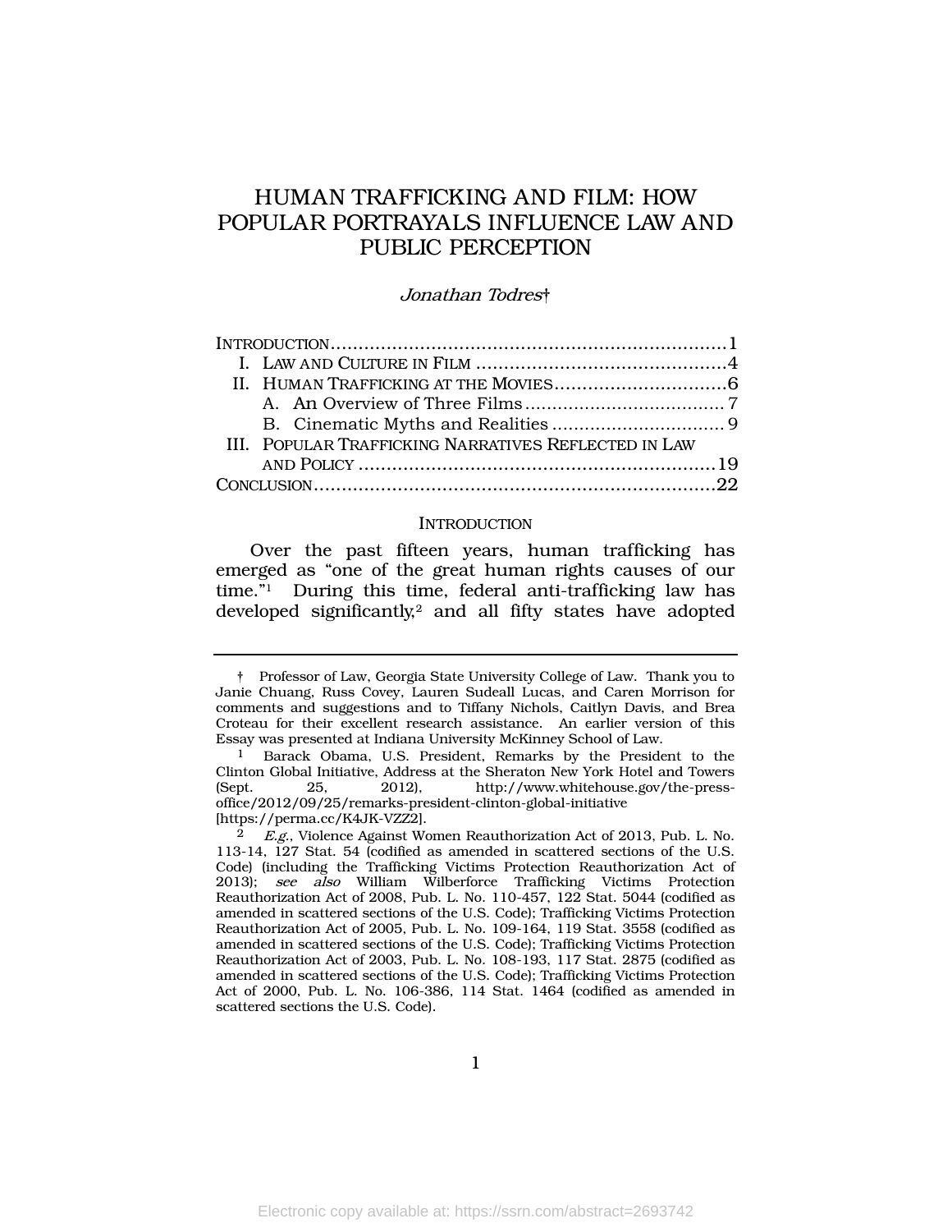# HUMAN TRAFFICKING AND FILM: HOW POPULAR PORTRAYALS INFLUENCE LAW AND PUBLIC PERCEPTION

*Jonathan Todres*†

INTRODUCTION ........................................................................ 1
I. LAW AND CULTURE IN FILM ................................................ 4
II. HUMAN TRAFFICKING AT THE MOVIES ................................ 6
A. An Overview of Three Films ................................................ 7
B. Cinematic Myths and Realities ............................................ 9
III. POPULAR TRAFFICKING NARRATIVES REFLECTED IN LAW AND POLICY ........................................................................ 19
CONCLUSION .......................................................................... 22

## INTRODUCTION

Over the past fifteen years, human trafficking has emerged as "one of the great human rights causes of our time."[1] During this time, federal anti-trafficking law has developed significantly,[2] and all fifty states have adopted

---

† Professor of Law, Georgia State University College of Law. Thank you to Janie Chuang, Russ Covey, Lauren Sudeall Lucas, and Caren Morrison for comments and suggestions and to Tiffany Nichols, Caitlyn Davis, and Brea Croteau for their excellent research assistance. An earlier version of this Essay was presented at Indiana University McKinney School of Law.

1 Barack Obama, U.S. President, Remarks by the President to the Clinton Global Initiative, Address at the Sheraton New York Hotel and Towers (Sept. 25, 2012), http://www.whitehouse.gov/the-press-office/2012/09/25/remarks-president-clinton-global-initiative [https://perma.cc/K4JK-VZZ2].

2 *E.g.*, Violence Against Women Reauthorization Act of 2013, Pub. L. No. 113-14, 127 Stat. 54 (codified as amended in scattered sections of the U.S. Code) (including the Trafficking Victims Protection Reauthorization Act of 2013); *see also* William Wilberforce Trafficking Victims Protection Reauthorization Act of 2008, Pub. L. No. 110-457, 122 Stat. 5044 (codified as amended in scattered sections of the U.S. Code); Trafficking Victims Protection Reauthorization Act of 2005, Pub. L. No. 109-164, 119 Stat. 3558 (codified as amended in scattered sections of the U.S. Code); Trafficking Victims Protection Reauthorization Act of 2003, Pub. L. No. 108-193, 117 Stat. 2875 (codified as amended in scattered sections of the U.S. Code); Trafficking Victims Protection Act of 2000, Pub. L. No. 106-386, 114 Stat. 1464 (codified as amended in scattered sections the U.S. Code).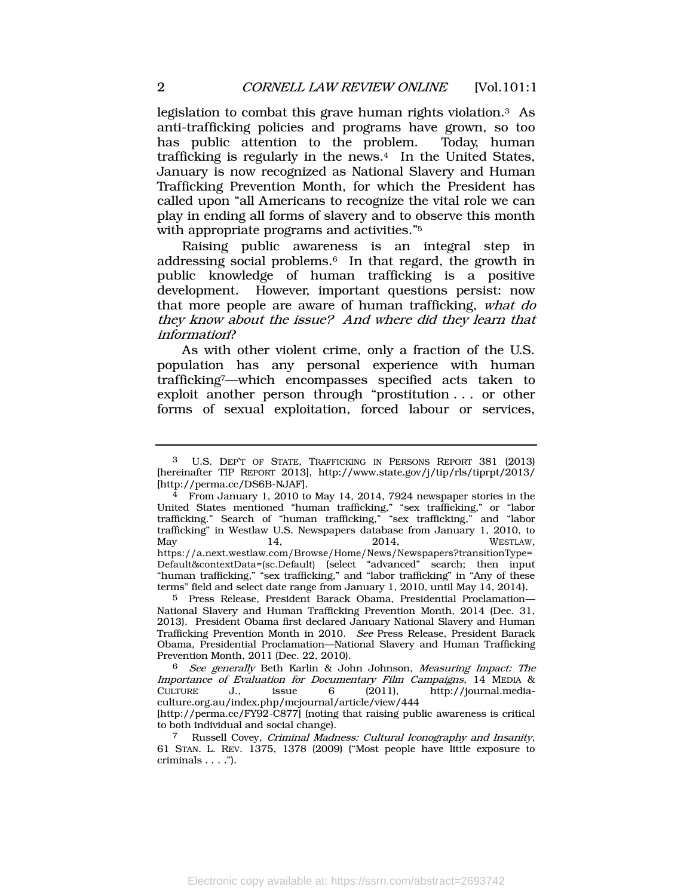legislation to combat this grave human rights violation.[3] As anti-trafficking policies and programs have grown, so too has public attention to the problem. Today, human trafficking is regularly in the news.[4] In the United States, January is now recognized as National Slavery and Human Trafficking Prevention Month, for which the President has called upon "all Americans to recognize the vital role we can play in ending all forms of slavery and to observe this month with appropriate programs and activities."[5]

Raising public awareness is an integral step in addressing social problems.[6] In that regard, the growth in public knowledge of human trafficking is a positive development. However, important questions persist: now that more people are aware of human trafficking, *what do they know about the issue? And where did they learn that information*?

As with other violent crime, only a fraction of the U.S. population has any personal experience with human trafficking[7]—which encompasses specified acts taken to exploit another person through "prostitution . . . or other forms of sexual exploitation, forced labour or services,

---

[3] U.S. DEP'T OF STATE, TRAFFICKING IN PERSONS REPORT 381 (2013) [hereinafter TIP REPORT 2013], http://www.state.gov/j/tip/rls/tiprpt/2013/ [http://perma.cc/DS6B-NJAF].

[4] From January 1, 2010 to May 14, 2014, 7924 newspaper stories in the United States mentioned "human trafficking," "sex trafficking," or "labor trafficking." Search of "human trafficking," "sex trafficking," and "labor trafficking" in Westlaw U.S. Newspapers database from January 1, 2010, to May 14, 2014, WESTLAW, https://a.next.westlaw.com/Browse/Home/News/Newspapers?transitionType=Default&contextData=(sc.Default) (select "advanced" search; then input "human trafficking," "sex trafficking," and "labor trafficking" in "Any of these terms" field and select date range from January 1, 2010, until May 14, 2014).

[5] Press Release, President Barack Obama, Presidential Proclamation—National Slavery and Human Trafficking Prevention Month, 2014 (Dec. 31, 2013). President Obama first declared January National Slavery and Human Trafficking Prevention Month in 2010. *See* Press Release, President Barack Obama, Presidential Proclamation—National Slavery and Human Trafficking Prevention Month, 2011 (Dec. 22, 2010).

[6] *See generally* Beth Karlin & John Johnson, *Measuring Impact: The Importance of Evaluation for Documentary Film Campaigns*, 14 MEDIA & CULTURE J., issue 6 (2011), http://journal.media-culture.org.au/index.php/mcjournal/article/view/444 [http://perma.cc/FY92-C877] (noting that raising public awareness is critical to both individual and social change).

[7] Russell Covey, *Criminal Madness: Cultural Iconography and Insanity*, 61 STAN. L. REV. 1375, 1378 (2009) ("Most people have little exposure to criminals . . . .").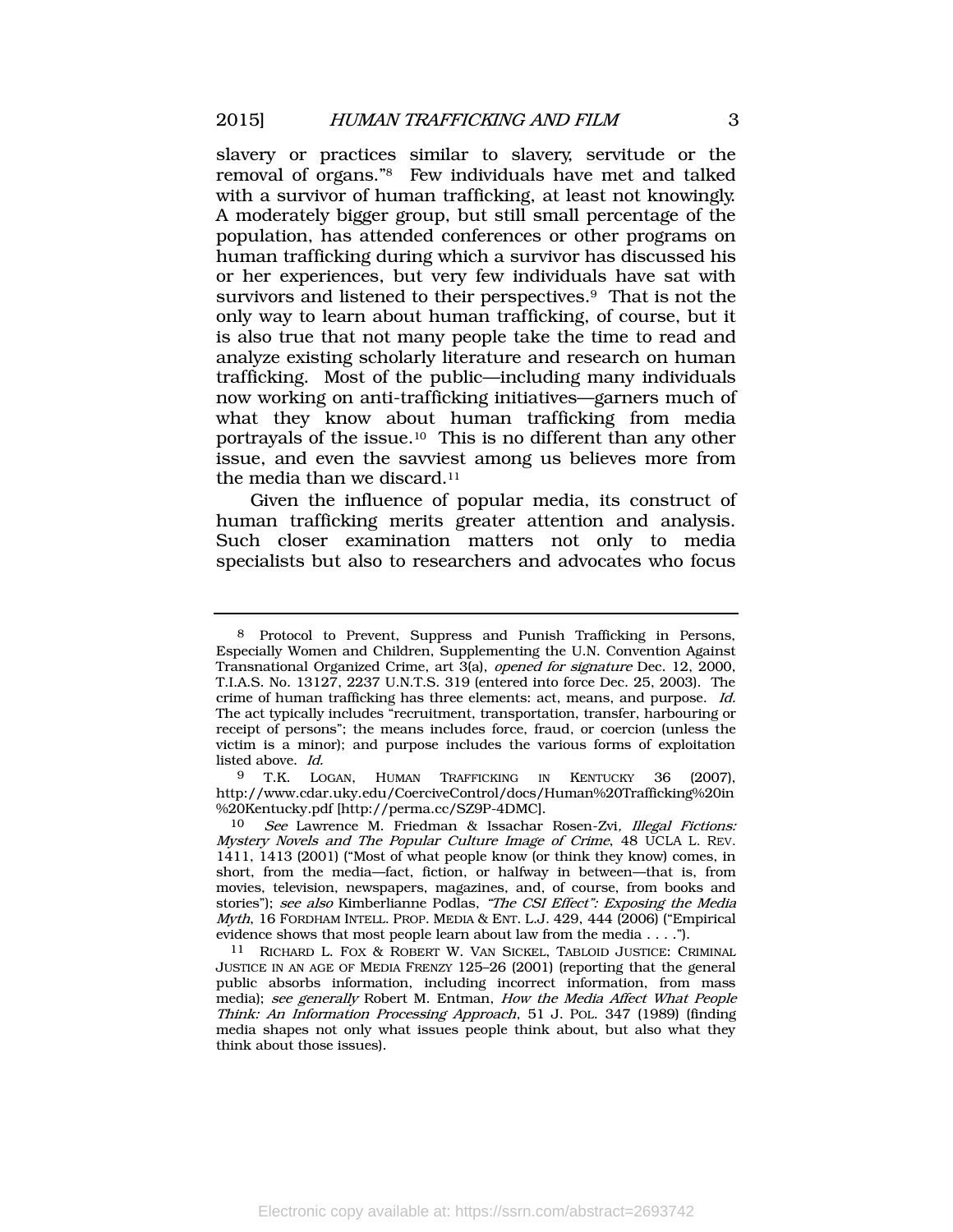slavery or practices similar to slavery, servitude or the removal of organs."[8] Few individuals have met and talked with a survivor of human trafficking, at least not knowingly. A moderately bigger group, but still small percentage of the population, has attended conferences or other programs on human trafficking during which a survivor has discussed his or her experiences, but very few individuals have sat with survivors and listened to their perspectives.[9] That is not the only way to learn about human trafficking, of course, but it is also true that not many people take the time to read and analyze existing scholarly literature and research on human trafficking. Most of the public—including many individuals now working on anti-trafficking initiatives—garners much of what they know about human trafficking from media portrayals of the issue.[10] This is no different than any other issue, and even the savviest among us believes more from the media than we discard.[11]

Given the influence of popular media, its construct of human trafficking merits greater attention and analysis. Such closer examination matters not only to media specialists but also to researchers and advocates who focus

---

[8] Protocol to Prevent, Suppress and Punish Trafficking in Persons, Especially Women and Children, Supplementing the U.N. Convention Against Transnational Organized Crime, art 3(a), *opened for signature* Dec. 12, 2000, T.I.A.S. No. 13127, 2237 U.N.T.S. 319 (entered into force Dec. 25, 2003). The crime of human trafficking has three elements: act, means, and purpose. *Id.* The act typically includes "recruitment, transportation, transfer, harbouring or receipt of persons"; the means includes force, fraud, or coercion (unless the victim is a minor); and purpose includes the various forms of exploitation listed above. *Id.*

[9] T.K. LOGAN, HUMAN TRAFFICKING IN KENTUCKY 36 (2007), http://www.cdar.uky.edu/CoerciveControl/docs/Human%20Trafficking%20in%20Kentucky.pdf [http://perma.cc/SZ9P-4DMC].

[10] *See* Lawrence M. Friedman & Issachar Rosen-Zvi, *Illegal Fictions: Mystery Novels and The Popular Culture Image of Crime*, 48 UCLA L. REV. 1411, 1413 (2001) ("Most of what people know (or think they know) comes, in short, from the media—fact, fiction, or halfway in between—that is, from movies, television, newspapers, magazines, and, of course, from books and stories"); *see also* Kimberlianne Podlas, *"The CSI Effect": Exposing the Media Myth*, 16 FORDHAM INTELL. PROP. MEDIA & ENT. L.J. 429, 444 (2006) ("Empirical evidence shows that most people learn about law from the media . . . .").

[11] RICHARD L. FOX & ROBERT W. VAN SICKEL, TABLOID JUSTICE: CRIMINAL JUSTICE IN AN AGE OF MEDIA FRENZY 125–26 (2001) (reporting that the general public absorbs information, including incorrect information, from mass media); *see generally* Robert M. Entman, *How the Media Affect What People Think: An Information Processing Approach*, 51 J. POL. 347 (1989) (finding media shapes not only what issues people think about, but also what they think about those issues).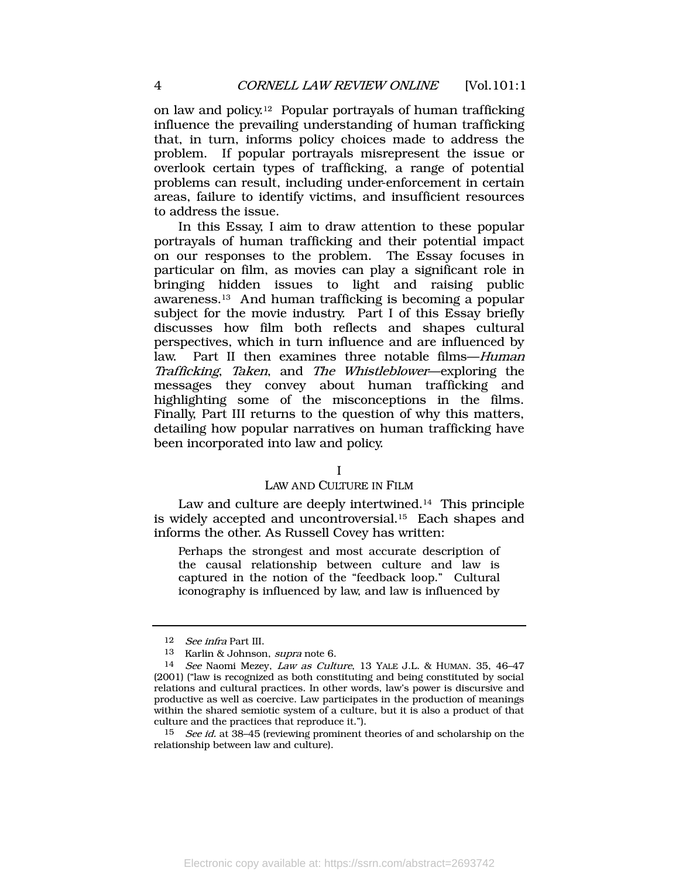on law and policy.[12] Popular portrayals of human trafficking influence the prevailing understanding of human trafficking that, in turn, informs policy choices made to address the problem. If popular portrayals misrepresent the issue or overlook certain types of trafficking, a range of potential problems can result, including under-enforcement in certain areas, failure to identify victims, and insufficient resources to address the issue.

In this Essay, I aim to draw attention to these popular portrayals of human trafficking and their potential impact on our responses to the problem. The Essay focuses in particular on film, as movies can play a significant role in bringing hidden issues to light and raising public awareness.[13] And human trafficking is becoming a popular subject for the movie industry. Part I of this Essay briefly discusses how film both reflects and shapes cultural perspectives, which in turn influence and are influenced by law. Part II then examines three notable films—*Human Trafficking*, *Taken*, and *The Whistleblower*—exploring the messages they convey about human trafficking and highlighting some of the misconceptions in the films. Finally, Part III returns to the question of why this matters, detailing how popular narratives on human trafficking have been incorporated into law and policy.

## I
## LAW AND CULTURE IN FILM

Law and culture are deeply intertwined.[14] This principle is widely accepted and uncontroversial.[15] Each shapes and informs the other. As Russell Covey has written:

> Perhaps the strongest and most accurate description of the causal relationship between culture and law is captured in the notion of the "feedback loop." Cultural iconography is influenced by law, and law is influenced by

---

[12] *See infra* Part III.

[13] Karlin & Johnson, *supra* note 6.

[14] *See* Naomi Mezey, *Law as Culture*, 13 YALE J.L. & HUMAN. 35, 46–47 (2001) ("law is recognized as both constituting and being constituted by social relations and cultural practices. In other words, law's power is discursive and productive as well as coercive. Law participates in the production of meanings within the shared semiotic system of a culture, but it is also a product of that culture and the practices that reproduce it.").

[15] *See id.* at 38–45 (reviewing prominent theories of and scholarship on the relationship between law and culture).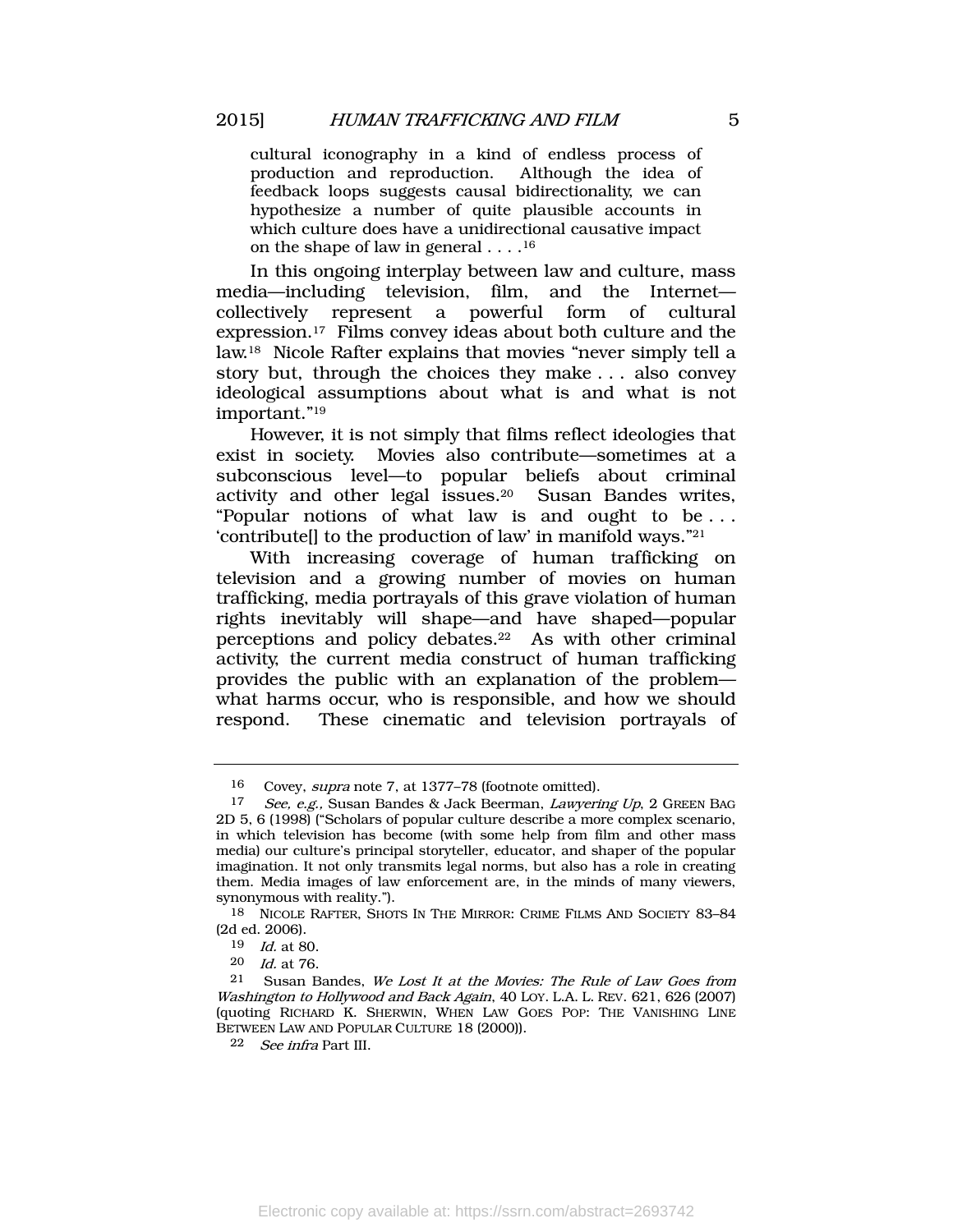> cultural iconography in a kind of endless process of production and reproduction. Although the idea of feedback loops suggests causal bidirectionality, we can hypothesize a number of quite plausible accounts in which culture does have a unidirectional causative impact on the shape of law in general . . . .[16]

In this ongoing interplay between law and culture, mass media—including television, film, and the Internet—collectively represent a powerful form of cultural expression.[17] Films convey ideas about both culture and the law.[18] Nicole Rafter explains that movies "never simply tell a story but, through the choices they make . . . also convey ideological assumptions about what is and what is not important."[19]

However, it is not simply that films reflect ideologies that exist in society. Movies also contribute—sometimes at a subconscious level—to popular beliefs about criminal activity and other legal issues.[20] Susan Bandes writes, "Popular notions of what law is and ought to be . . . 'contribute[] to the production of law' in manifold ways."[21]

With increasing coverage of human trafficking on television and a growing number of movies on human trafficking, media portrayals of this grave violation of human rights inevitably will shape—and have shaped—popular perceptions and policy debates.[22] As with other criminal activity, the current media construct of human trafficking provides the public with an explanation of the problem—what harms occur, who is responsible, and how we should respond. These cinematic and television portrayals of

---

16 Covey, *supra* note 7, at 1377–78 (footnote omitted).

17 *See, e.g.*, Susan Bandes & Jack Beerman, *Lawyering Up*, 2 GREEN BAG 2D 5, 6 (1998) ("Scholars of popular culture describe a more complex scenario, in which television has become (with some help from film and other mass media) our culture's principal storyteller, educator, and shaper of the popular imagination. It not only transmits legal norms, but also has a role in creating them. Media images of law enforcement are, in the minds of many viewers, synonymous with reality.").

18 NICOLE RAFTER, SHOTS IN THE MIRROR: CRIME FILMS AND SOCIETY 83–84 (2d ed. 2006).

19 *Id.* at 80.

20 *Id.* at 76.

21 Susan Bandes, *We Lost It at the Movies: The Rule of Law Goes from Washington to Hollywood and Back Again*, 40 LOY. L.A. L. REV. 621, 626 (2007) (quoting RICHARD K. SHERWIN, WHEN LAW GOES POP: THE VANISHING LINE BETWEEN LAW AND POPULAR CULTURE 18 (2000)).

22 *See infra* Part III.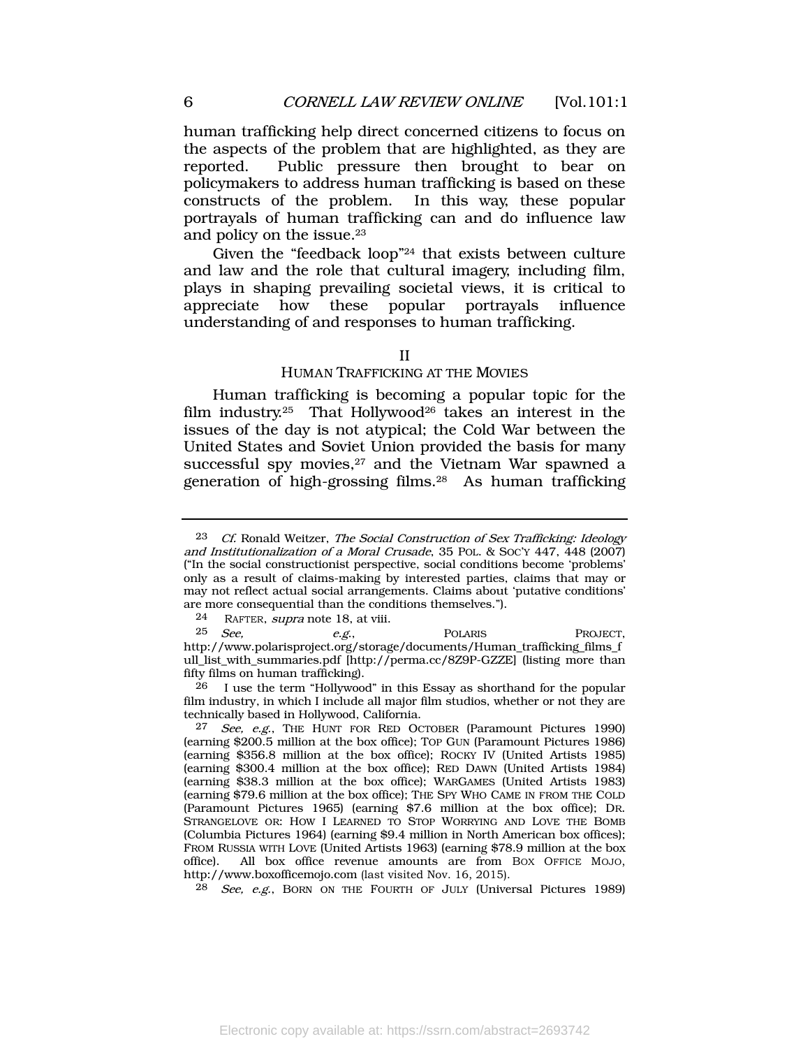human trafficking help direct concerned citizens to focus on the aspects of the problem that are highlighted, as they are reported. Public pressure then brought to bear on policymakers to address human trafficking is based on these constructs of the problem. In this way, these popular portrayals of human trafficking can and do influence law and policy on the issue.[23]

Given the "feedback loop"[24] that exists between culture and law and the role that cultural imagery, including film, plays in shaping prevailing societal views, it is critical to appreciate how these popular portrayals influence understanding of and responses to human trafficking.

## II
## HUMAN TRAFFICKING AT THE MOVIES

Human trafficking is becoming a popular topic for the film industry.[25] That Hollywood[26] takes an interest in the issues of the day is not atypical; the Cold War between the United States and Soviet Union provided the basis for many successful spy movies,[27] and the Vietnam War spawned a generation of high-grossing films.[28] As human trafficking

---

[23] *Cf.* Ronald Weitzer, *The Social Construction of Sex Trafficking: Ideology and Institutionalization of a Moral Crusade*, 35 POL. & SOC'Y 447, 448 (2007) ("In the social constructionist perspective, social conditions become 'problems' only as a result of claims-making by interested parties, claims that may or may not reflect actual social arrangements. Claims about 'putative conditions' are more consequential than the conditions themselves.").

[24] RAFTER, *supra* note 18, at viii.

[25] *See, e.g.*, POLARIS PROJECT, http://www.polarisproject.org/storage/documents/Human_trafficking_films_full_list_with_summaries.pdf [http://perma.cc/8Z9P-GZZE] (listing more than fifty films on human trafficking).

[26] I use the term "Hollywood" in this Essay as shorthand for the popular film industry, in which I include all major film studios, whether or not they are technically based in Hollywood, California.

[27] *See, e.g.*, THE HUNT FOR RED OCTOBER (Paramount Pictures 1990) (earning $200.5 million at the box office); TOP GUN (Paramount Pictures 1986) (earning $356.8 million at the box office); ROCKY IV (United Artists 1985) (earning $300.4 million at the box office); RED DAWN (United Artists 1984) (earning $38.3 million at the box office); WARGAMES (United Artists 1983) (earning $79.6 million at the box office); THE SPY WHO CAME IN FROM THE COLD (Paramount Pictures 1965) (earning $7.6 million at the box office); DR. STRANGELOVE OR: HOW I LEARNED TO STOP WORRYING AND LOVE THE BOMB (Columbia Pictures 1964) (earning $9.4 million in North American box offices); FROM RUSSIA WITH LOVE (United Artists 1963) (earning $78.9 million at the box office). All box office revenue amounts are from BOX OFFICE MOJO, http://www.boxofficemojo.com (last visited Nov. 16, 2015).

[28] *See, e.g.*, BORN ON THE FOURTH OF JULY (Universal Pictures 1989)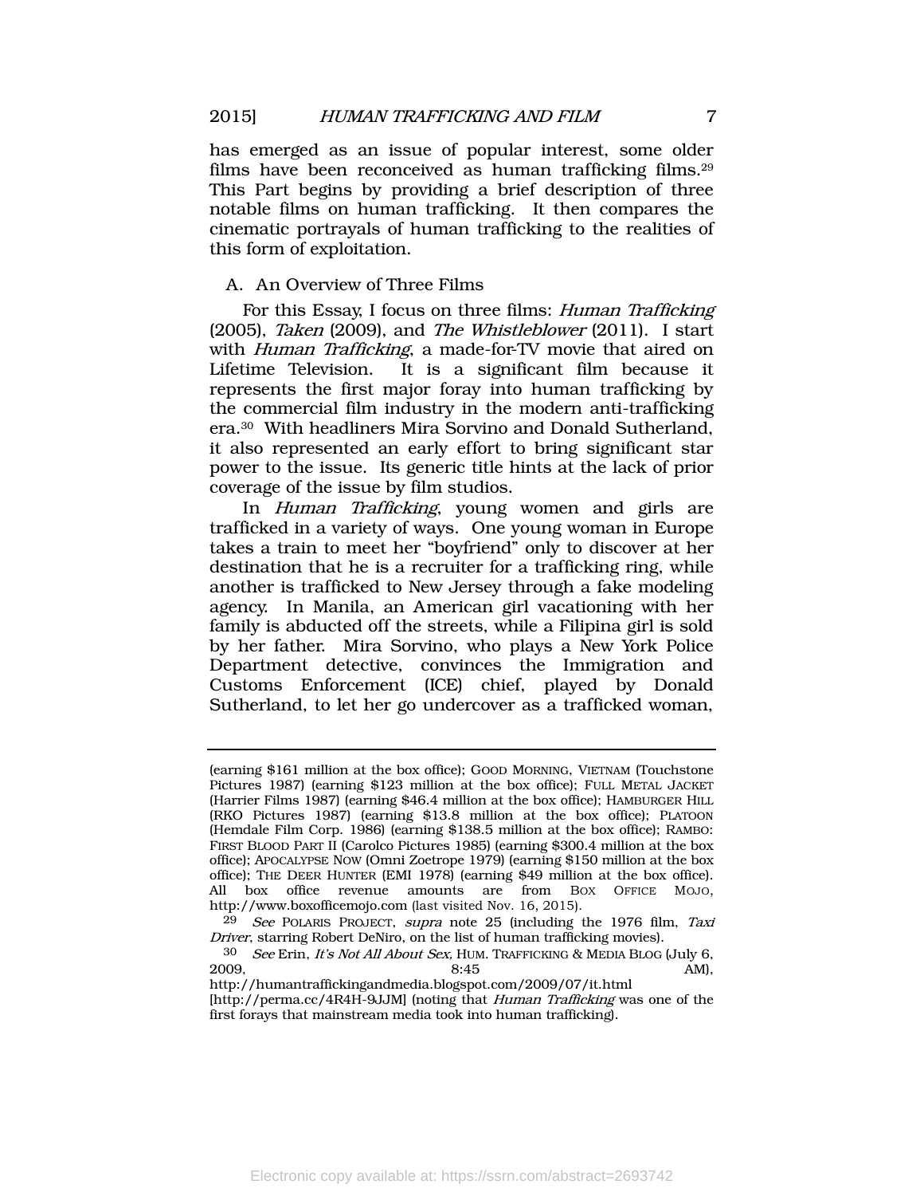has emerged as an issue of popular interest, some older films have been reconceived as human trafficking films.[29] This Part begins by providing a brief description of three notable films on human trafficking. It then compares the cinematic portrayals of human trafficking to the realities of this form of exploitation.

### A. An Overview of Three Films

For this Essay, I focus on three films: *Human Trafficking* (2005), *Taken* (2009), and *The Whistleblower* (2011). I start with *Human Trafficking*, a made-for-TV movie that aired on Lifetime Television. It is a significant film because it represents the first major foray into human trafficking by the commercial film industry in the modern anti-trafficking era.[30] With headliners Mira Sorvino and Donald Sutherland, it also represented an early effort to bring significant star power to the issue. Its generic title hints at the lack of prior coverage of the issue by film studios.

In *Human Trafficking*, young women and girls are trafficked in a variety of ways. One young woman in Europe takes a train to meet her "boyfriend" only to discover at her destination that he is a recruiter for a trafficking ring, while another is trafficked to New Jersey through a fake modeling agency. In Manila, an American girl vacationing with her family is abducted off the streets, while a Filipina girl is sold by her father. Mira Sorvino, who plays a New York Police Department detective, convinces the Immigration and Customs Enforcement (ICE) chief, played by Donald Sutherland, to let her go undercover as a trafficked woman,

---

(earning $161 million at the box office); GOOD MORNING, VIETNAM (Touchstone Pictures 1987) (earning $123 million at the box office); FULL METAL JACKET (Harrier Films 1987) (earning $46.4 million at the box office); HAMBURGER HILL (RKO Pictures 1987) (earning $13.8 million at the box office); PLATOON (Hemdale Film Corp. 1986) (earning $138.5 million at the box office); RAMBO: FIRST BLOOD PART II (Carolco Pictures 1985) (earning $300.4 million at the box office); APOCALYPSE NOW (Omni Zoetrope 1979) (earning $150 million at the box office); THE DEER HUNTER (EMI 1978) (earning $49 million at the box office). All box office revenue amounts are from BOX OFFICE MOJO, http://www.boxofficemojo.com (last visited Nov. 16, 2015).

[29] *See* POLARIS PROJECT, *supra* note 25 (including the 1976 film, *Taxi Driver*, starring Robert DeNiro, on the list of human trafficking movies).

[30] *See* Erin, *It's Not All About Sex*, HUM. TRAFFICKING & MEDIA BLOG (July 6, 2009, 8:45 AM), http://humantraffickingandmedia.blogspot.com/2009/07/it.html [http://perma.cc/4R4H-9JJM] (noting that *Human Trafficking* was one of the first forays that mainstream media took into human trafficking).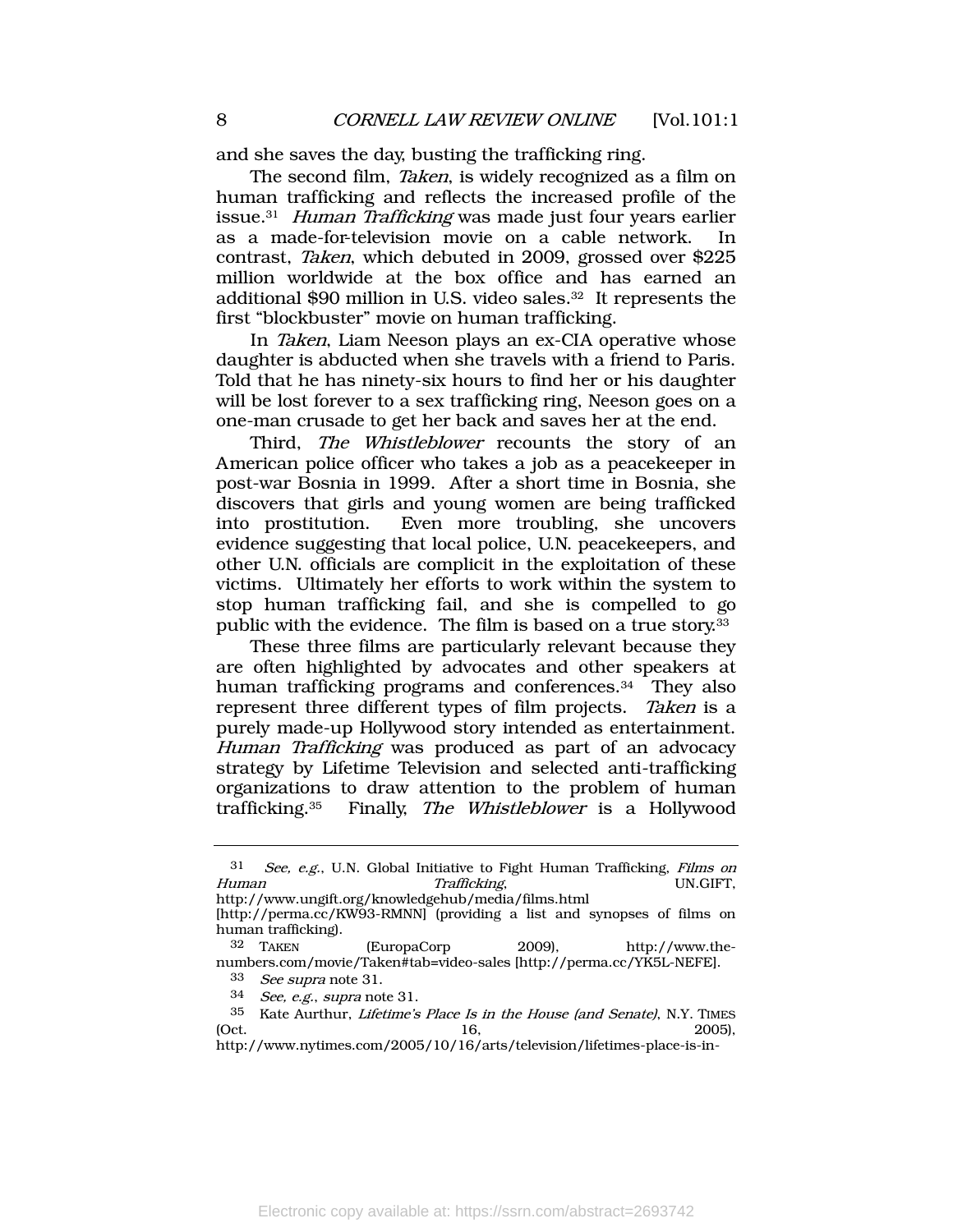and she saves the day, busting the trafficking ring.

The second film, *Taken*, is widely recognized as a film on human trafficking and reflects the increased profile of the issue.[31] *Human Trafficking* was made just four years earlier as a made-for-television movie on a cable network. In contrast, *Taken*, which debuted in 2009, grossed over $225 million worldwide at the box office and has earned an additional $90 million in U.S. video sales.[32] It represents the first "blockbuster" movie on human trafficking.

In *Taken*, Liam Neeson plays an ex-CIA operative whose daughter is abducted when she travels with a friend to Paris. Told that he has ninety-six hours to find her or his daughter will be lost forever to a sex trafficking ring, Neeson goes on a one-man crusade to get her back and saves her at the end.

Third, *The Whistleblower* recounts the story of an American police officer who takes a job as a peacekeeper in post-war Bosnia in 1999. After a short time in Bosnia, she discovers that girls and young women are being trafficked into prostitution. Even more troubling, she uncovers evidence suggesting that local police, U.N. peacekeepers, and other U.N. officials are complicit in the exploitation of these victims. Ultimately her efforts to work within the system to stop human trafficking fail, and she is compelled to go public with the evidence. The film is based on a true story.[33]

These three films are particularly relevant because they are often highlighted by advocates and other speakers at human trafficking programs and conferences.[34] They also represent three different types of film projects. *Taken* is a purely made-up Hollywood story intended as entertainment. *Human Trafficking* was produced as part of an advocacy strategy by Lifetime Television and selected anti-trafficking organizations to draw attention to the problem of human trafficking.[35] Finally, *The Whistleblower* is a Hollywood

---

[31] *See, e.g.*, U.N. Global Initiative to Fight Human Trafficking, *Films on Human Trafficking*, UN.GIFT, http://www.ungift.org/knowledgehub/media/films.html [http://perma.cc/KW93-RMNN] (providing a list and synopses of films on human trafficking).

[32] TAKEN (EuropaCorp 2009), http://www.the-numbers.com/movie/Taken#tab=video-sales [http://perma.cc/YK5L-NEFE].

[33] *See supra* note 31.

[34] *See, e.g.*, *supra* note 31.

[35] Kate Aurthur, *Lifetime's Place Is in the House (and Senate)*, N.Y. TIMES (Oct. 16, 2005), http://www.nytimes.com/2005/10/16/arts/television/lifetimes-place-is-in-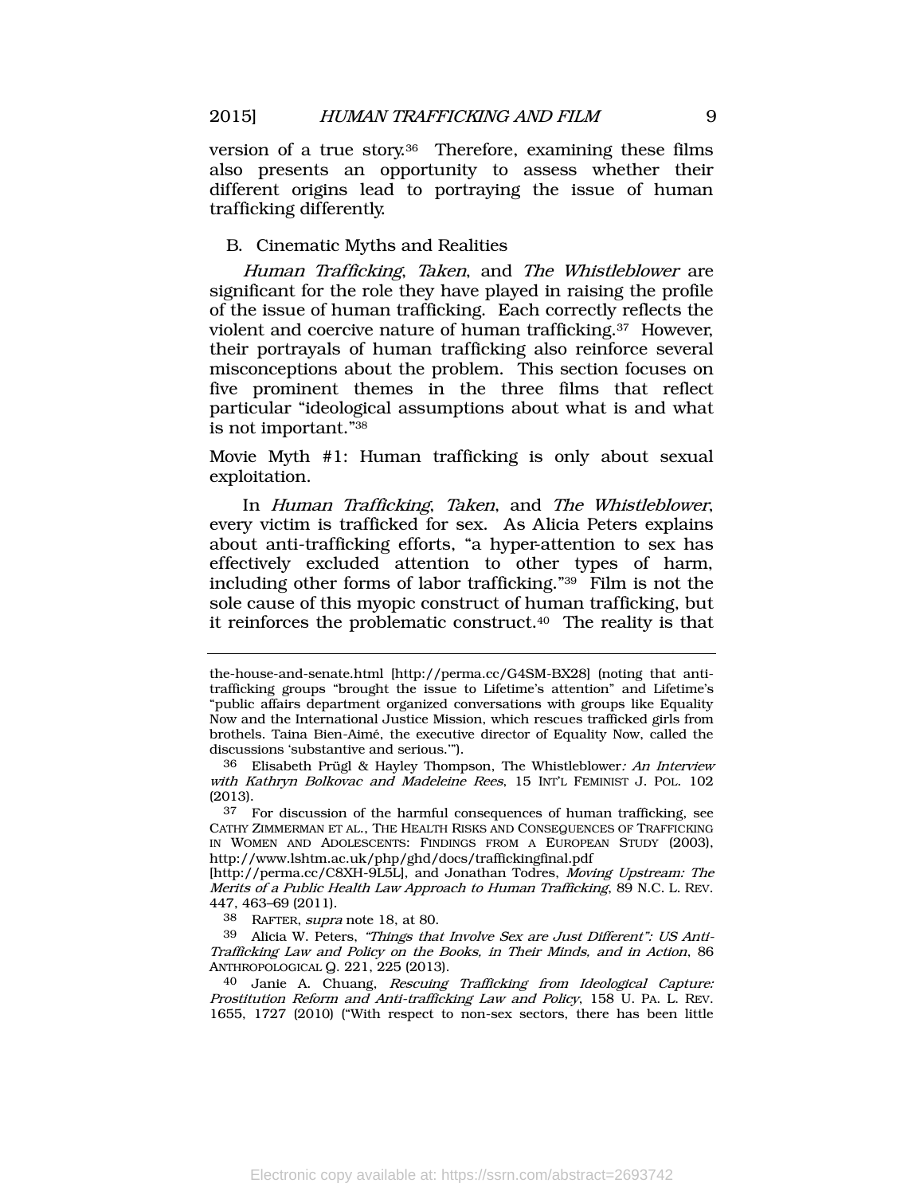version of a true story.[36] Therefore, examining these films also presents an opportunity to assess whether their different origins lead to portraying the issue of human trafficking differently.

### B. Cinematic Myths and Realities

*Human Trafficking*, *Taken*, and *The Whistleblower* are significant for the role they have played in raising the profile of the issue of human trafficking. Each correctly reflects the violent and coercive nature of human trafficking.[37] However, their portrayals of human trafficking also reinforce several misconceptions about the problem. This section focuses on five prominent themes in the three films that reflect particular "ideological assumptions about what is and what is not important."[38]

Movie Myth #1: Human trafficking is only about sexual exploitation.

In *Human Trafficking*, *Taken*, and *The Whistleblower*, every victim is trafficked for sex. As Alicia Peters explains about anti-trafficking efforts, "a hyper-attention to sex has effectively excluded attention to other types of harm, including other forms of labor trafficking."[39] Film is not the sole cause of this myopic construct of human trafficking, but it reinforces the problematic construct.[40] The reality is that

---

the-house-and-senate.html [http://perma.cc/G4SM-BX28] (noting that anti-trafficking groups "brought the issue to Lifetime's attention" and Lifetime's "public affairs department organized conversations with groups like Equality Now and the International Justice Mission, which rescues trafficked girls from brothels. Taina Bien-Aimé, the executive director of Equality Now, called the discussions 'substantive and serious.'").

[36] Elisabeth Prügl & Hayley Thompson, The Whistleblower*: An Interview with Kathryn Bolkovac and Madeleine Rees*, 15 INT'L FEMINIST J. POL. 102 (2013).

[37] For discussion of the harmful consequences of human trafficking, see CATHY ZIMMERMAN ET AL., THE HEALTH RISKS AND CONSEQUENCES OF TRAFFICKING IN WOMEN AND ADOLESCENTS: FINDINGS FROM A EUROPEAN STUDY (2003), http://www.lshtm.ac.uk/php/ghd/docs/traffickingfinal.pdf [http://perma.cc/C8XH-9L5L], and Jonathan Todres, *Moving Upstream: The Merits of a Public Health Law Approach to Human Trafficking*, 89 N.C. L. REV. 447, 463–69 (2011).

[38] RAFTER, *supra* note 18, at 80.

[39] Alicia W. Peters, *"Things that Involve Sex are Just Different": US Anti-Trafficking Law and Policy on the Books, in Their Minds, and in Action*, 86 ANTHROPOLOGICAL Q. 221, 225 (2013).

[40] Janie A. Chuang, *Rescuing Trafficking from Ideological Capture: Prostitution Reform and Anti-trafficking Law and Policy*, 158 U. PA. L. REV. 1655, 1727 (2010) ("With respect to non-sex sectors, there has been little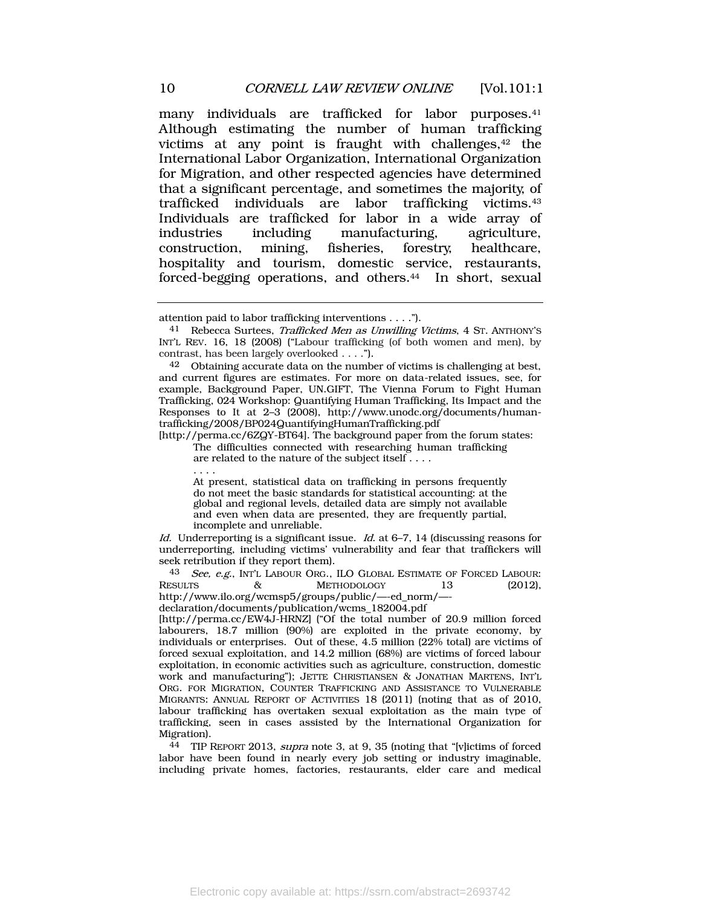many individuals are trafficked for labor purposes.[41] Although estimating the number of human trafficking victims at any point is fraught with challenges,[42] the International Labor Organization, International Organization for Migration, and other respected agencies have determined that a significant percentage, and sometimes the majority, of trafficked individuals are labor trafficking victims.[43] Individuals are trafficked for labor in a wide array of industries including manufacturing, agriculture, construction, mining, fisheries, forestry, healthcare, hospitality and tourism, domestic service, restaurants, forced-begging operations, and others.[44] In short, sexual

---

attention paid to labor trafficking interventions . . . .").

41 Rebecca Surtees, *Trafficked Men as Unwilling Victims*, 4 ST. ANTHONY'S INT'L REV. 16, 18 (2008) ("Labour trafficking (of both women and men), by contrast, has been largely overlooked . . . .").

42 Obtaining accurate data on the number of victims is challenging at best, and current figures are estimates. For more on data-related issues, see, for example, Background Paper, UN.GIFT, The Vienna Forum to Fight Human Trafficking, 024 Workshop: Quantifying Human Trafficking, Its Impact and the Responses to It at 2–3 (2008), http://www.unodc.org/documents/human-trafficking/2008/BP024QuantifyingHumanTrafficking.pdf [http://perma.cc/6ZQY-BT64]. The background paper from the forum states:

> The difficulties connected with researching human trafficking are related to the nature of the subject itself . . . .
>
> . . . .
>
> At present, statistical data on trafficking in persons frequently do not meet the basic standards for statistical accounting: at the global and regional levels, detailed data are simply not available and even when data are presented, they are frequently partial, incomplete and unreliable.

*Id.* Underreporting is a significant issue. *Id.* at 6–7, 14 (discussing reasons for underreporting, including victims' vulnerability and fear that traffickers will seek retribution if they report them).

43 *See, e.g.*, INT'L LABOUR ORG., ILO GLOBAL ESTIMATE OF FORCED LABOUR: RESULTS & METHODOLOGY 13 (2012), http://www.ilo.org/wcmsp5/groups/public/—-ed_norm/—-declaration/documents/publication/wcms_182004.pdf [http://perma.cc/EW4J-HRNZ] ("Of the total number of 20.9 million forced labourers, 18.7 million (90%) are exploited in the private economy, by individuals or enterprises. Out of these, 4.5 million (22% total) are victims of forced sexual exploitation, and 14.2 million (68%) are victims of forced labour exploitation, in economic activities such as agriculture, construction, domestic work and manufacturing"); JETTE CHRISTIANSEN & JONATHAN MARTENS, INT'L ORG. FOR MIGRATION, COUNTER TRAFFICKING AND ASSISTANCE TO VULNERABLE MIGRANTS: ANNUAL REPORT OF ACTIVITIES 18 (2011) (noting that as of 2010, labour trafficking has overtaken sexual exploitation as the main type of trafficking, seen in cases assisted by the International Organization for Migration).

44 TIP REPORT 2013, *supra* note 3, at 9, 35 (noting that "[v]ictims of forced labor have been found in nearly every job setting or industry imaginable, including private homes, factories, restaurants, elder care and medical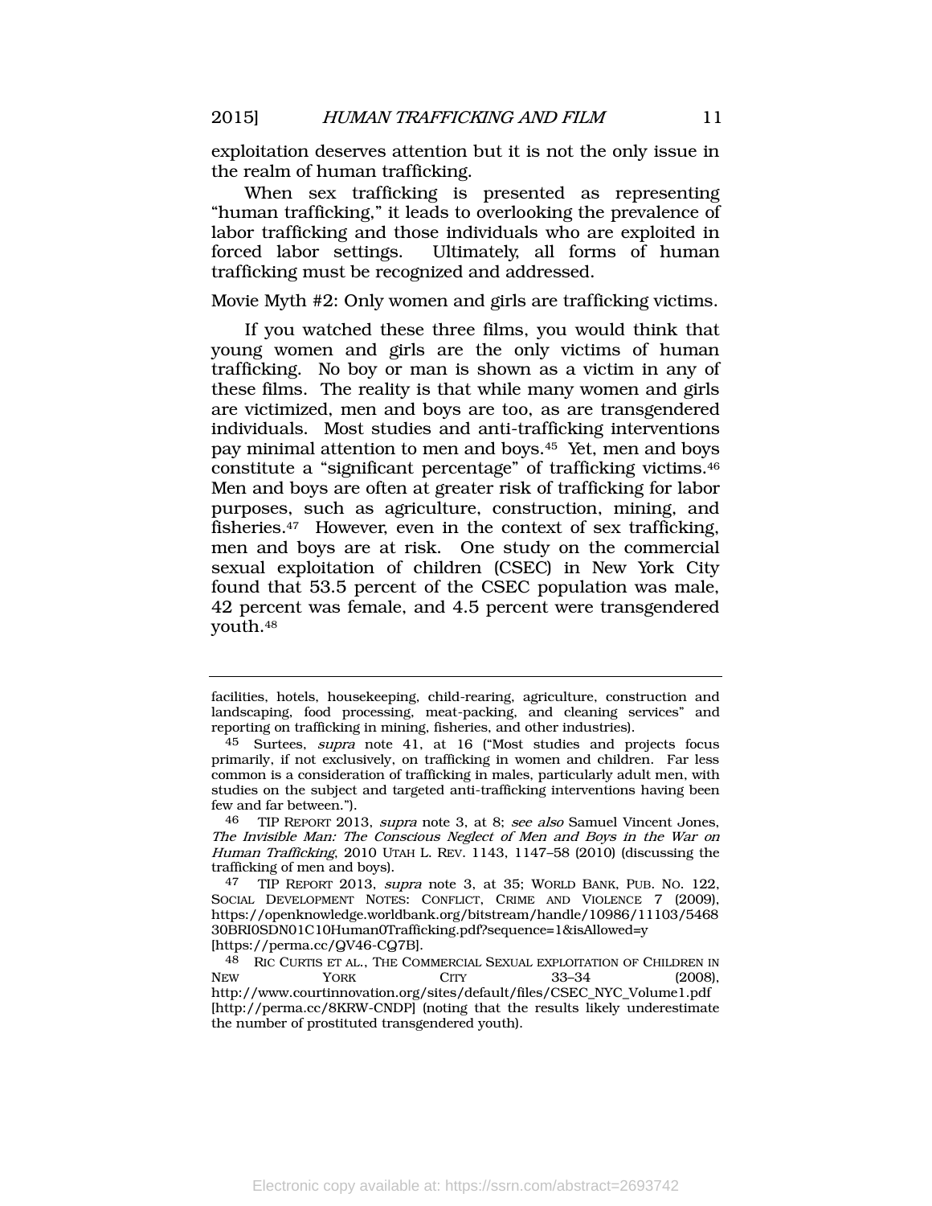exploitation deserves attention but it is not the only issue in the realm of human trafficking.

When sex trafficking is presented as representing "human trafficking," it leads to overlooking the prevalence of labor trafficking and those individuals who are exploited in forced labor settings. Ultimately, all forms of human trafficking must be recognized and addressed.

Movie Myth #2: Only women and girls are trafficking victims.

If you watched these three films, you would think that young women and girls are the only victims of human trafficking. No boy or man is shown as a victim in any of these films. The reality is that while many women and girls are victimized, men and boys are too, as are transgendered individuals. Most studies and anti-trafficking interventions pay minimal attention to men and boys.[45] Yet, men and boys constitute a "significant percentage" of trafficking victims.[46] Men and boys are often at greater risk of trafficking for labor purposes, such as agriculture, construction, mining, and fisheries.[47] However, even in the context of sex trafficking, men and boys are at risk. One study on the commercial sexual exploitation of children (CSEC) in New York City found that 53.5 percent of the CSEC population was male, 42 percent was female, and 4.5 percent were transgendered youth.[48]

---

facilities, hotels, housekeeping, child-rearing, agriculture, construction and landscaping, food processing, meat-packing, and cleaning services" and reporting on trafficking in mining, fisheries, and other industries).

[45] Surtees, *supra* note 41, at 16 ("Most studies and projects focus primarily, if not exclusively, on trafficking in women and children. Far less common is a consideration of trafficking in males, particularly adult men, with studies on the subject and targeted anti-trafficking interventions having been few and far between.").

[46] TIP REPORT 2013, *supra* note 3, at 8; *see also* Samuel Vincent Jones, *The Invisible Man: The Conscious Neglect of Men and Boys in the War on Human Trafficking*, 2010 UTAH L. REV. 1143, 1147–58 (2010) (discussing the trafficking of men and boys).

[47] TIP REPORT 2013, *supra* note 3, at 35; WORLD BANK, PUB. NO. 122, SOCIAL DEVELOPMENT NOTES: CONFLICT, CRIME AND VIOLENCE 7 (2009), https://openknowledge.worldbank.org/bitstream/handle/10986/11103/546830BRI0SDN01C10Human0Trafficking.pdf?sequence=1&isAllowed=y [https://perma.cc/QV46-CQ7B].

[48] RIC CURTIS ET AL., THE COMMERCIAL SEXUAL EXPLOITATION OF CHILDREN IN NEW YORK CITY 33–34 (2008), http://www.courtinnovation.org/sites/default/files/CSEC_NYC_Volume1.pdf [http://perma.cc/8KRW-CNDP] (noting that the results likely underestimate the number of prostituted transgendered youth).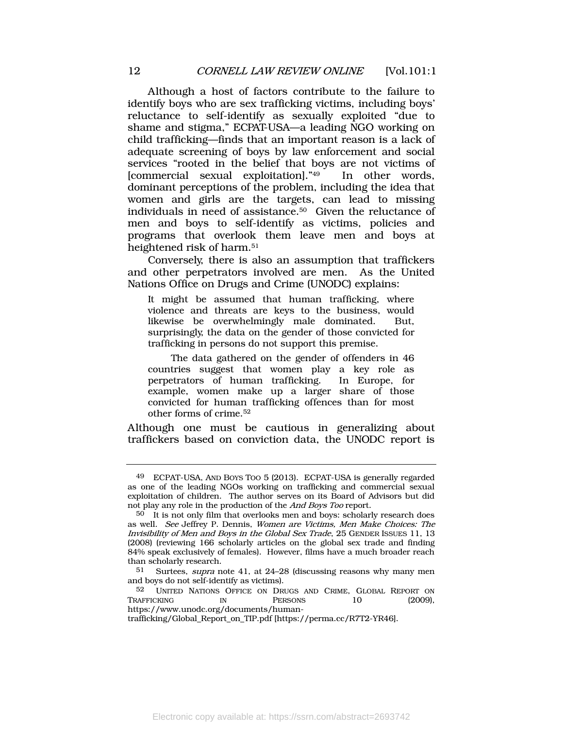Although a host of factors contribute to the failure to identify boys who are sex trafficking victims, including boys' reluctance to self-identify as sexually exploited "due to shame and stigma," ECPAT-USA—a leading NGO working on child trafficking—finds that an important reason is a lack of adequate screening of boys by law enforcement and social services "rooted in the belief that boys are not victims of [commercial sexual exploitation]."[49] In other words, dominant perceptions of the problem, including the idea that women and girls are the targets, can lead to missing individuals in need of assistance.[50] Given the reluctance of men and boys to self-identify as victims, policies and programs that overlook them leave men and boys at heightened risk of harm.[51]

Conversely, there is also an assumption that traffickers and other perpetrators involved are men. As the United Nations Office on Drugs and Crime (UNODC) explains:

> It might be assumed that human trafficking, where violence and threats are keys to the business, would likewise be overwhelmingly male dominated. But, surprisingly, the data on the gender of those convicted for trafficking in persons do not support this premise.
>
> The data gathered on the gender of offenders in 46 countries suggest that women play a key role as perpetrators of human trafficking. In Europe, for example, women make up a larger share of those convicted for human trafficking offences than for most other forms of crime.[52]

Although one must be cautious in generalizing about traffickers based on conviction data, the UNODC report is

---

[49] ECPAT-USA, AND BOYS TOO 5 (2013). ECPAT-USA is generally regarded as one of the leading NGOs working on trafficking and commercial sexual exploitation of children. The author serves on its Board of Advisors but did not play any role in the production of the *And Boys Too* report.

[50] It is not only film that overlooks men and boys: scholarly research does as well. *See* Jeffrey P. Dennis, *Women are Victims, Men Make Choices: The Invisibility of Men and Boys in the Global Sex Trade*, 25 GENDER ISSUES 11, 13 (2008) (reviewing 166 scholarly articles on the global sex trade and finding 84% speak exclusively of females). However, films have a much broader reach than scholarly research.

[51] Surtees, *supra* note 41, at 24–28 (discussing reasons why many men and boys do not self-identify as victims).

[52] UNITED NATIONS OFFICE ON DRUGS AND CRIME, GLOBAL REPORT ON TRAFFICKING IN PERSONS 10 (2009), https://www.unodc.org/documents/human-trafficking/Global_Report_on_TIP.pdf [https://perma.cc/R7T2-YR46].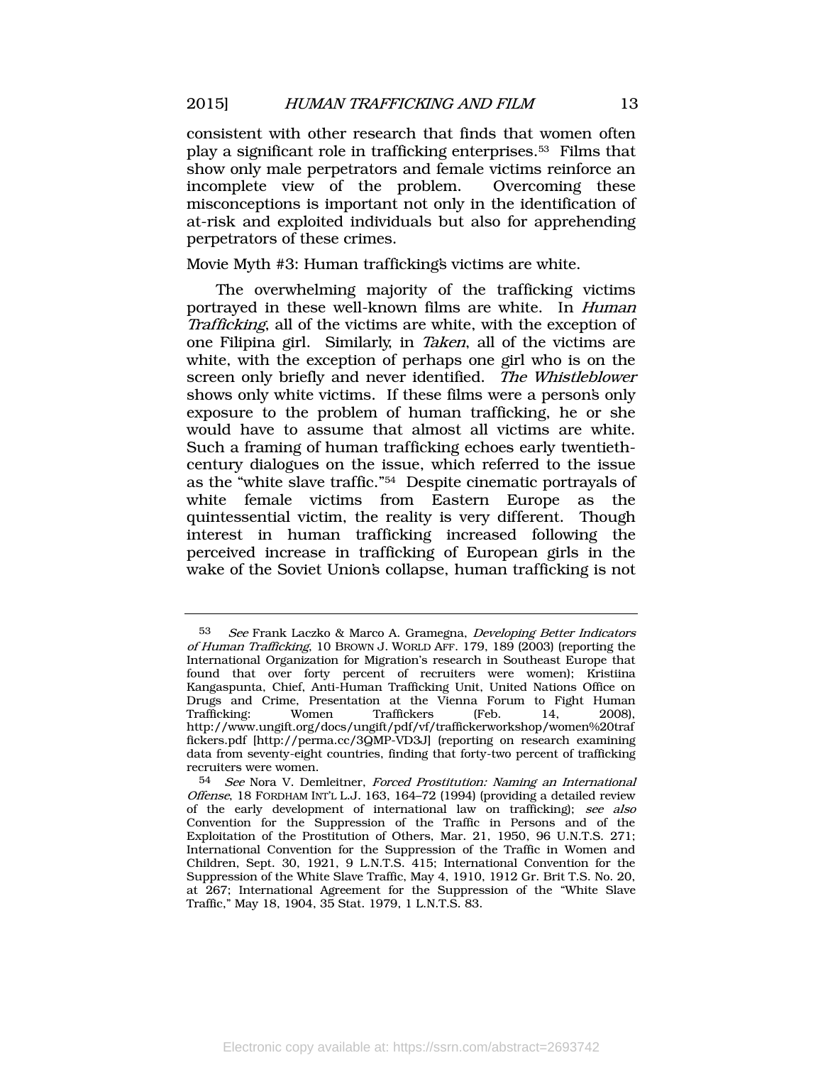consistent with other research that finds that women often play a significant role in trafficking enterprises.[53] Films that show only male perpetrators and female victims reinforce an incomplete view of the problem. Overcoming these misconceptions is important not only in the identification of at-risk and exploited individuals but also for apprehending perpetrators of these crimes.

Movie Myth #3: Human trafficking's victims are white.

The overwhelming majority of the trafficking victims portrayed in these well-known films are white. In *Human Trafficking*, all of the victims are white, with the exception of one Filipina girl. Similarly, in *Taken*, all of the victims are white, with the exception of perhaps one girl who is on the screen only briefly and never identified. *The Whistleblower* shows only white victims. If these films were a person's only exposure to the problem of human trafficking, he or she would have to assume that almost all victims are white. Such a framing of human trafficking echoes early twentieth-century dialogues on the issue, which referred to the issue as the "white slave traffic."[54] Despite cinematic portrayals of white female victims from Eastern Europe as the quintessential victim, the reality is very different. Though interest in human trafficking increased following the perceived increase in trafficking of European girls in the wake of the Soviet Union's collapse, human trafficking is not

---

[53] *See* Frank Laczko & Marco A. Gramegna, *Developing Better Indicators of Human Trafficking*, 10 BROWN J. WORLD AFF. 179, 189 (2003) (reporting the International Organization for Migration's research in Southeast Europe that found that over forty percent of recruiters were women); Kristiina Kangaspunta, Chief, Anti-Human Trafficking Unit, United Nations Office on Drugs and Crime, Presentation at the Vienna Forum to Fight Human Trafficking: Women Traffickers (Feb. 14, 2008), http://www.ungift.org/docs/ungift/pdf/vf/traffickerworkshop/women%20traffickers.pdf [http://perma.cc/3QMP-VD3J] (reporting on research examining data from seventy-eight countries, finding that forty-two percent of trafficking recruiters were women.

[54] *See* Nora V. Demleitner, *Forced Prostitution: Naming an International Offense*, 18 FORDHAM INT'L L.J. 163, 164–72 (1994) (providing a detailed review of the early development of international law on trafficking); *see also* Convention for the Suppression of the Traffic in Persons and of the Exploitation of the Prostitution of Others, Mar. 21, 1950, 96 U.N.T.S. 271; International Convention for the Suppression of the Traffic in Women and Children, Sept. 30, 1921, 9 L.N.T.S. 415; International Convention for the Suppression of the White Slave Traffic, May 4, 1910, 1912 Gr. Brit T.S. No. 20, at 267; International Agreement for the Suppression of the "White Slave Traffic," May 18, 1904, 35 Stat. 1979, 1 L.N.T.S. 83.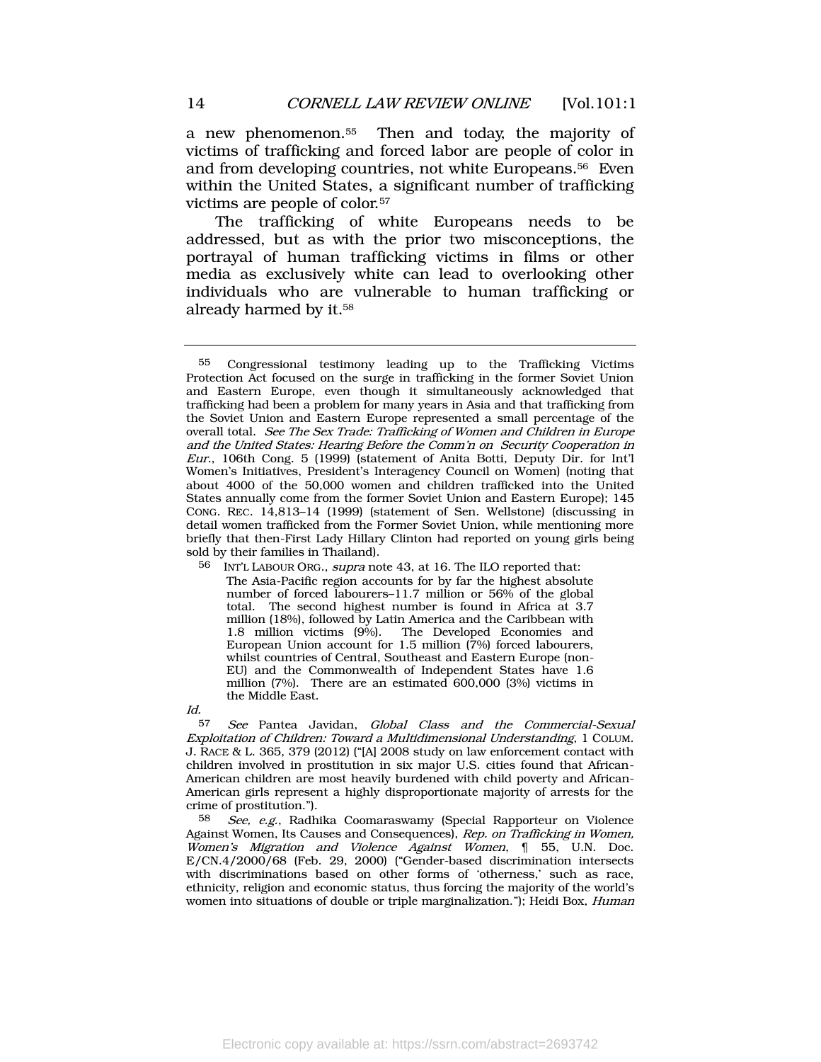a new phenomenon.[55] Then and today, the majority of victims of trafficking and forced labor are people of color in and from developing countries, not white Europeans.[56] Even within the United States, a significant number of trafficking victims are people of color.[57]

The trafficking of white Europeans needs to be addressed, but as with the prior two misconceptions, the portrayal of human trafficking victims in films or other media as exclusively white can lead to overlooking other individuals who are vulnerable to human trafficking or already harmed by it.[58]

---

55 Congressional testimony leading up to the Trafficking Victims Protection Act focused on the surge in trafficking in the former Soviet Union and Eastern Europe, even though it simultaneously acknowledged that trafficking had been a problem for many years in Asia and that trafficking from the Soviet Union and Eastern Europe represented a small percentage of the overall total. *See The Sex Trade: Trafficking of Women and Children in Europe and the United States: Hearing Before the Comm'n on Security Cooperation in Eur.*, 106th Cong. 5 (1999) (statement of Anita Botti, Deputy Dir. for Int'l Women's Initiatives, President's Interagency Council on Women) (noting that about 4000 of the 50,000 women and children trafficked into the United States annually come from the former Soviet Union and Eastern Europe); 145 CONG. REC. 14,813–14 (1999) (statement of Sen. Wellstone) (discussing in detail women trafficked from the Former Soviet Union, while mentioning more briefly that then-First Lady Hillary Clinton had reported on young girls being sold by their families in Thailand).

56 INT'L LABOUR ORG., *supra* note 43, at 16. The ILO reported that:

> The Asia-Pacific region accounts for by far the highest absolute number of forced labourers–11.7 million or 56% of the global total. The second highest number is found in Africa at 3.7 million (18%), followed by Latin America and the Caribbean with 1.8 million victims (9%). The Developed Economies and European Union account for 1.5 million (7%) forced labourers, whilst countries of Central, Southeast and Eastern Europe (non-EU) and the Commonwealth of Independent States have 1.6 million (7%). There are an estimated 600,000 (3%) victims in the Middle East.

*Id.*

57 *See* Pantea Javidan, *Global Class and the Commercial-Sexual Exploitation of Children: Toward a Multidimensional Understanding*, 1 COLUM. J. RACE & L. 365, 379 (2012) ("[A] 2008 study on law enforcement contact with children involved in prostitution in six major U.S. cities found that African-American children are most heavily burdened with child poverty and African-American girls represent a highly disproportionate majority of arrests for the crime of prostitution.").

58 *See, e.g.*, Radhika Coomaraswamy (Special Rapporteur on Violence Against Women, Its Causes and Consequences), *Rep. on Trafficking in Women, Women's Migration and Violence Against Women*, ¶ 55, U.N. Doc. E/CN.4/2000/68 (Feb. 29, 2000) ("Gender-based discrimination intersects with discriminations based on other forms of 'otherness,' such as race, ethnicity, religion and economic status, thus forcing the majority of the world's women into situations of double or triple marginalization."); Heidi Box, *Human*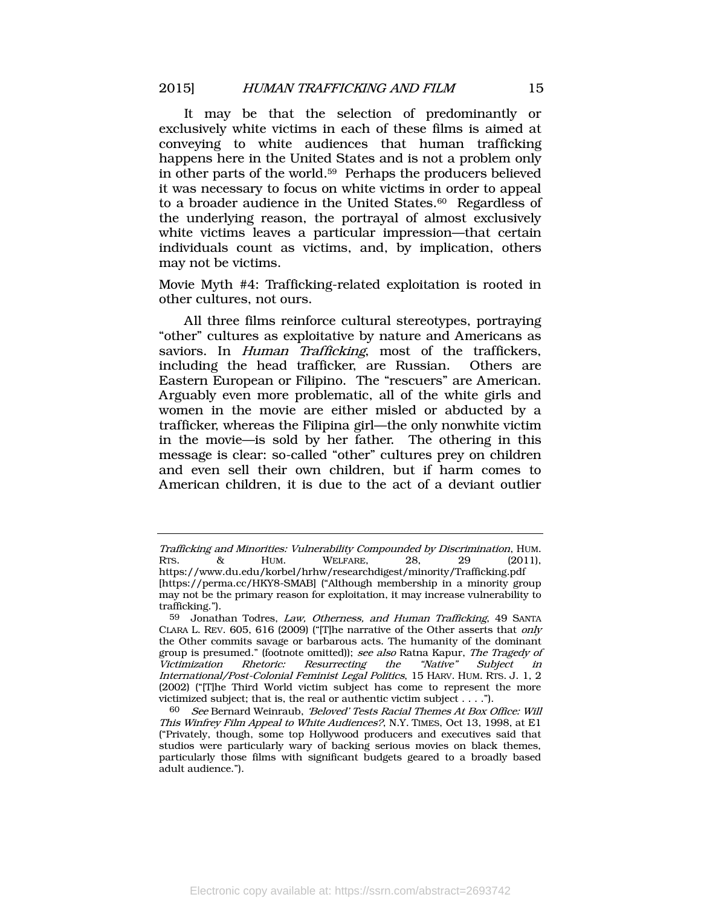It may be that the selection of predominantly or exclusively white victims in each of these films is aimed at conveying to white audiences that human trafficking happens here in the United States and is not a problem only in other parts of the world.[59] Perhaps the producers believed it was necessary to focus on white victims in order to appeal to a broader audience in the United States.[60] Regardless of the underlying reason, the portrayal of almost exclusively white victims leaves a particular impression—that certain individuals count as victims, and, by implication, others may not be victims.

Movie Myth #4: Trafficking-related exploitation is rooted in other cultures, not ours.

All three films reinforce cultural stereotypes, portraying "other" cultures as exploitative by nature and Americans as saviors. In *Human Trafficking*, most of the traffickers, including the head trafficker, are Russian. Others are Eastern European or Filipino. The "rescuers" are American. Arguably even more problematic, all of the white girls and women in the movie are either misled or abducted by a trafficker, whereas the Filipina girl—the only nonwhite victim in the movie—is sold by her father. The othering in this message is clear: so-called "other" cultures prey on children and even sell their own children, but if harm comes to American children, it is due to the act of a deviant outlier

---

*Trafficking and Minorities: Vulnerability Compounded by Discrimination*, HUM. RTS. & HUM. WELFARE, 28, 29 (2011), https://www.du.edu/korbel/hrhw/researchdigest/minority/Trafficking.pdf [https://perma.cc/HKY8-SMAB] ("Although membership in a minority group may not be the primary reason for exploitation, it may increase vulnerability to trafficking.").

59 Jonathan Todres, *Law, Otherness, and Human Trafficking*, 49 SANTA CLARA L. REV. 605, 616 (2009) ("[T]he narrative of the Other asserts that *only* the Other commits savage or barbarous acts. The humanity of the dominant group is presumed." (footnote omitted)); *see also* Ratna Kapur, *The Tragedy of Victimization Rhetoric: Resurrecting the "Native" Subject in International/Post-Colonial Feminist Legal Politics*, 15 HARV. HUM. RTS. J. 1, 2 (2002) ("[T]he Third World victim subject has come to represent the more victimized subject; that is, the real or authentic victim subject . . . .").

60 *See* Bernard Weinraub, *'Beloved' Tests Racial Themes At Box Office: Will This Winfrey Film Appeal to White Audiences?*, N.Y. TIMES, Oct 13, 1998, at E1 ("Privately, though, some top Hollywood producers and executives said that studios were particularly wary of backing serious movies on black themes, particularly those films with significant budgets geared to a broadly based adult audience.").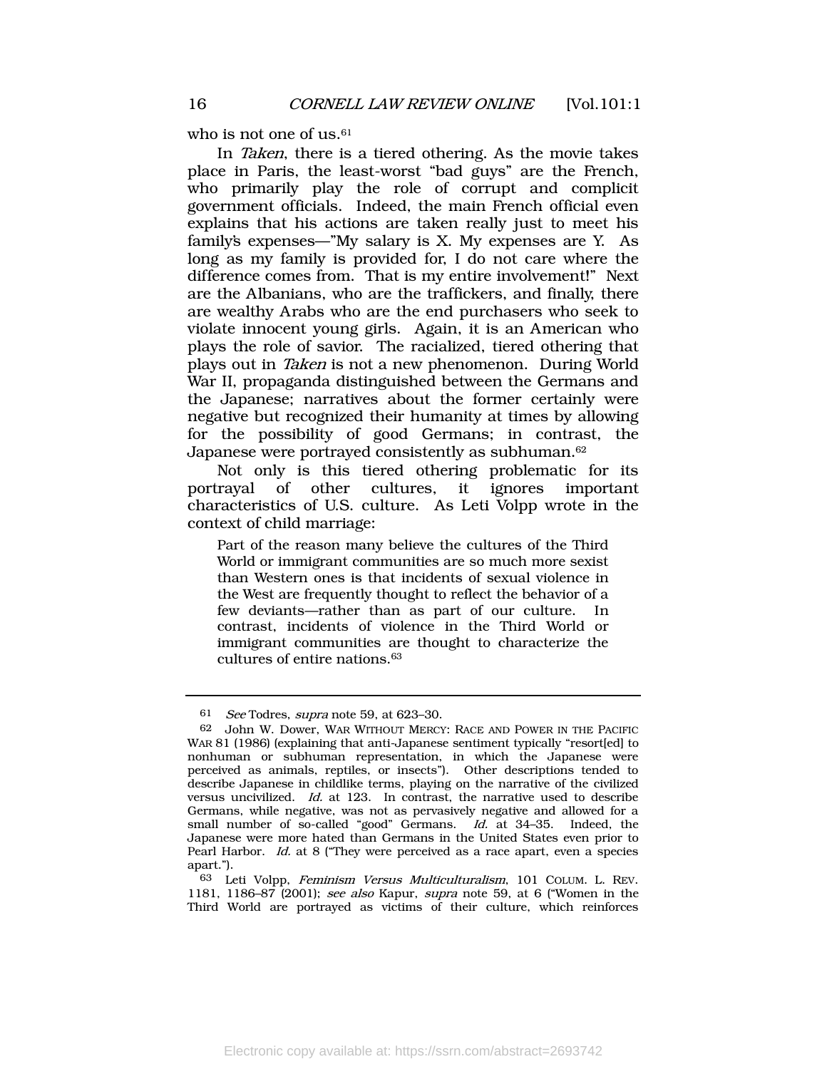who is not one of us.[61]

In *Taken*, there is a tiered othering. As the movie takes place in Paris, the least-worst "bad guys" are the French, who primarily play the role of corrupt and complicit government officials. Indeed, the main French official even explains that his actions are taken really just to meet his family's expenses—"My salary is X. My expenses are Y. As long as my family is provided for, I do not care where the difference comes from. That is my entire involvement!" Next are the Albanians, who are the traffickers, and finally, there are wealthy Arabs who are the end purchasers who seek to violate innocent young girls. Again, it is an American who plays the role of savior. The racialized, tiered othering that plays out in *Taken* is not a new phenomenon. During World War II, propaganda distinguished between the Germans and the Japanese; narratives about the former certainly were negative but recognized their humanity at times by allowing for the possibility of good Germans; in contrast, the Japanese were portrayed consistently as subhuman.[62]

Not only is this tiered othering problematic for its portrayal of other cultures, it ignores important characteristics of U.S. culture. As Leti Volpp wrote in the context of child marriage:

> Part of the reason many believe the cultures of the Third World or immigrant communities are so much more sexist than Western ones is that incidents of sexual violence in the West are frequently thought to reflect the behavior of a few deviants—rather than as part of our culture. In contrast, incidents of violence in the Third World or immigrant communities are thought to characterize the cultures of entire nations.[63]

---

61 *See* Todres, *supra* note 59, at 623–30.

62 John W. Dower, WAR WITHOUT MERCY: RACE AND POWER IN THE PACIFIC WAR 81 (1986) (explaining that anti-Japanese sentiment typically "resort[ed] to nonhuman or subhuman representation, in which the Japanese were perceived as animals, reptiles, or insects"). Other descriptions tended to describe Japanese in childlike terms, playing on the narrative of the civilized versus uncivilized. *Id.* at 123. In contrast, the narrative used to describe Germans, while negative, was not as pervasively negative and allowed for a small number of so-called "good" Germans. *Id.* at 34–35. Indeed, the Japanese were more hated than Germans in the United States even prior to Pearl Harbor. *Id.* at 8 ("They were perceived as a race apart, even a species apart.").

63 Leti Volpp, *Feminism Versus Multiculturalism*, 101 COLUM. L. REV. 1181, 1186–87 (2001); *see also* Kapur, *supra* note 59, at 6 ("Women in the Third World are portrayed as victims of their culture, which reinforces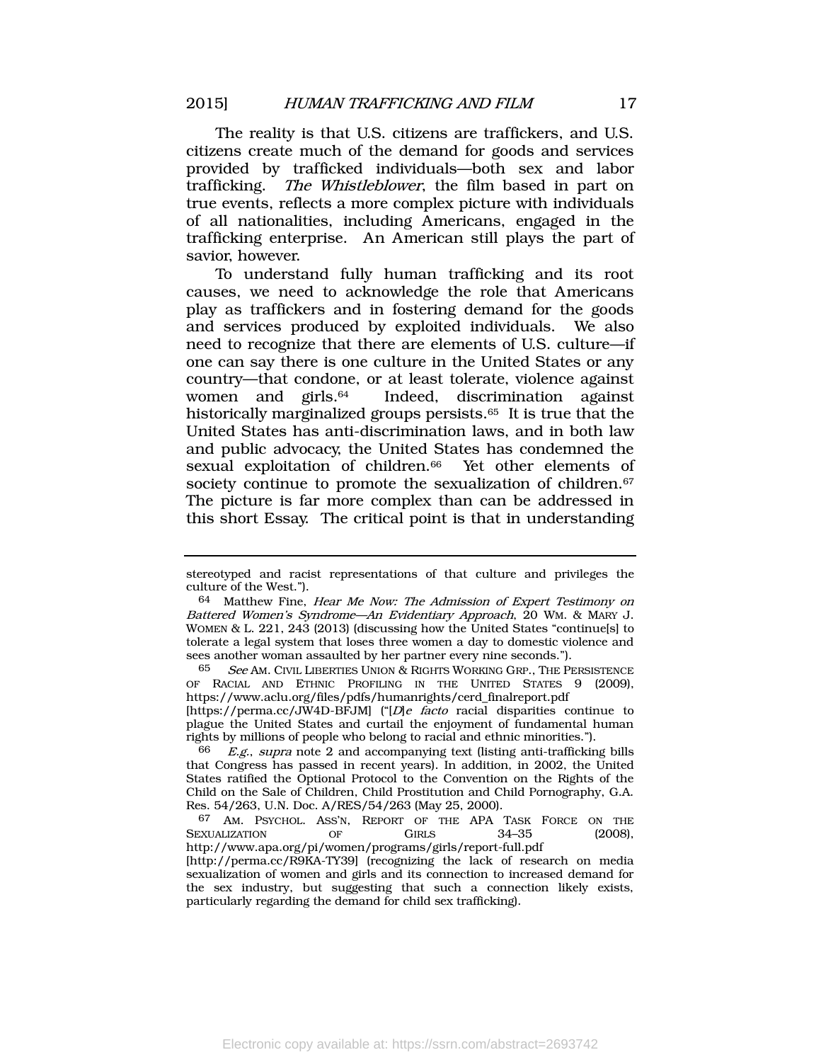The reality is that U.S. citizens are traffickers, and U.S. citizens create much of the demand for goods and services provided by trafficked individuals—both sex and labor trafficking. *The Whistleblower*, the film based in part on true events, reflects a more complex picture with individuals of all nationalities, including Americans, engaged in the trafficking enterprise. An American still plays the part of savior, however.

To understand fully human trafficking and its root causes, we need to acknowledge the role that Americans play as traffickers and in fostering demand for the goods and services produced by exploited individuals. We also need to recognize that there are elements of U.S. culture—if one can say there is one culture in the United States or any country—that condone, or at least tolerate, violence against women and girls.[64] Indeed, discrimination against historically marginalized groups persists.[65] It is true that the United States has anti-discrimination laws, and in both law and public advocacy, the United States has condemned the sexual exploitation of children.[66] Yet other elements of society continue to promote the sexualization of children.[67] The picture is far more complex than can be addressed in this short Essay. The critical point is that in understanding

---

stereotyped and racist representations of that culture and privileges the culture of the West.").

64 Matthew Fine, *Hear Me Now: The Admission of Expert Testimony on Battered Women's Syndrome—An Evidentiary Approach*, 20 WM. & MARY J. WOMEN & L. 221, 243 (2013) (discussing how the United States "continue[s] to tolerate a legal system that loses three women a day to domestic violence and sees another woman assaulted by her partner every nine seconds.").

65 *See* AM. CIVIL LIBERTIES UNION & RIGHTS WORKING GRP., THE PERSISTENCE OF RACIAL AND ETHNIC PROFILING IN THE UNITED STATES 9 (2009), https://www.aclu.org/files/pdfs/humanrights/cerd_finalreport.pdf [https://perma.cc/JW4D-BFJM] ("[*D*]*e facto* racial disparities continue to plague the United States and curtail the enjoyment of fundamental human rights by millions of people who belong to racial and ethnic minorities.").

66 *E.g.*, *supra* note 2 and accompanying text (listing anti-trafficking bills that Congress has passed in recent years). In addition, in 2002, the United States ratified the Optional Protocol to the Convention on the Rights of the Child on the Sale of Children, Child Prostitution and Child Pornography, G.A. Res. 54/263, U.N. Doc. A/RES/54/263 (May 25, 2000).

67 AM. PSYCHOL. ASS'N, REPORT OF THE APA TASK FORCE ON THE SEXUALIZATION OF GIRLS 34–35 (2008), http://www.apa.org/pi/women/programs/girls/report-full.pdf [http://perma.cc/R9KA-TY39] (recognizing the lack of research on media sexualization of women and girls and its connection to increased demand for the sex industry, but suggesting that such a connection likely exists, particularly regarding the demand for child sex trafficking).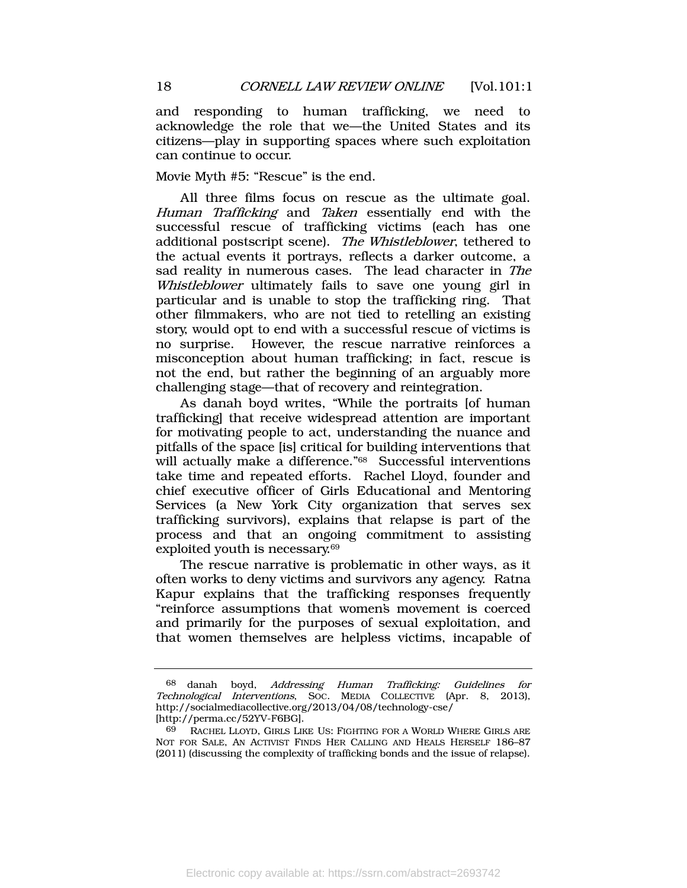and responding to human trafficking, we need to acknowledge the role that we—the United States and its citizens—play in supporting spaces where such exploitation can continue to occur.

Movie Myth #5: "Rescue" is the end.

All three films focus on rescue as the ultimate goal. *Human Trafficking* and *Taken* essentially end with the successful rescue of trafficking victims (each has one additional postscript scene). *The Whistleblower*, tethered to the actual events it portrays, reflects a darker outcome, a sad reality in numerous cases. The lead character in *The Whistleblower* ultimately fails to save one young girl in particular and is unable to stop the trafficking ring. That other filmmakers, who are not tied to retelling an existing story, would opt to end with a successful rescue of victims is no surprise. However, the rescue narrative reinforces a misconception about human trafficking; in fact, rescue is not the end, but rather the beginning of an arguably more challenging stage—that of recovery and reintegration.

As danah boyd writes, "While the portraits [of human trafficking] that receive widespread attention are important for motivating people to act, understanding the nuance and pitfalls of the space [is] critical for building interventions that will actually make a difference."[68] Successful interventions take time and repeated efforts. Rachel Lloyd, founder and chief executive officer of Girls Educational and Mentoring Services (a New York City organization that serves sex trafficking survivors), explains that relapse is part of the process and that an ongoing commitment to assisting exploited youth is necessary.[69]

The rescue narrative is problematic in other ways, as it often works to deny victims and survivors any agency. Ratna Kapur explains that the trafficking responses frequently "reinforce assumptions that women's movement is coerced and primarily for the purposes of sexual exploitation, and that women themselves are helpless victims, incapable of

---

[68] danah boyd, *Addressing Human Trafficking: Guidelines for Technological Interventions*, SOC. MEDIA COLLECTIVE (Apr. 8, 2013), http://socialmediacollective.org/2013/04/08/technology-cse/ [http://perma.cc/52YV-F6BG].

[69] RACHEL LLOYD, GIRLS LIKE US: FIGHTING FOR A WORLD WHERE GIRLS ARE NOT FOR SALE, AN ACTIVIST FINDS HER CALLING AND HEALS HERSELF 186–87 (2011) (discussing the complexity of trafficking bonds and the issue of relapse).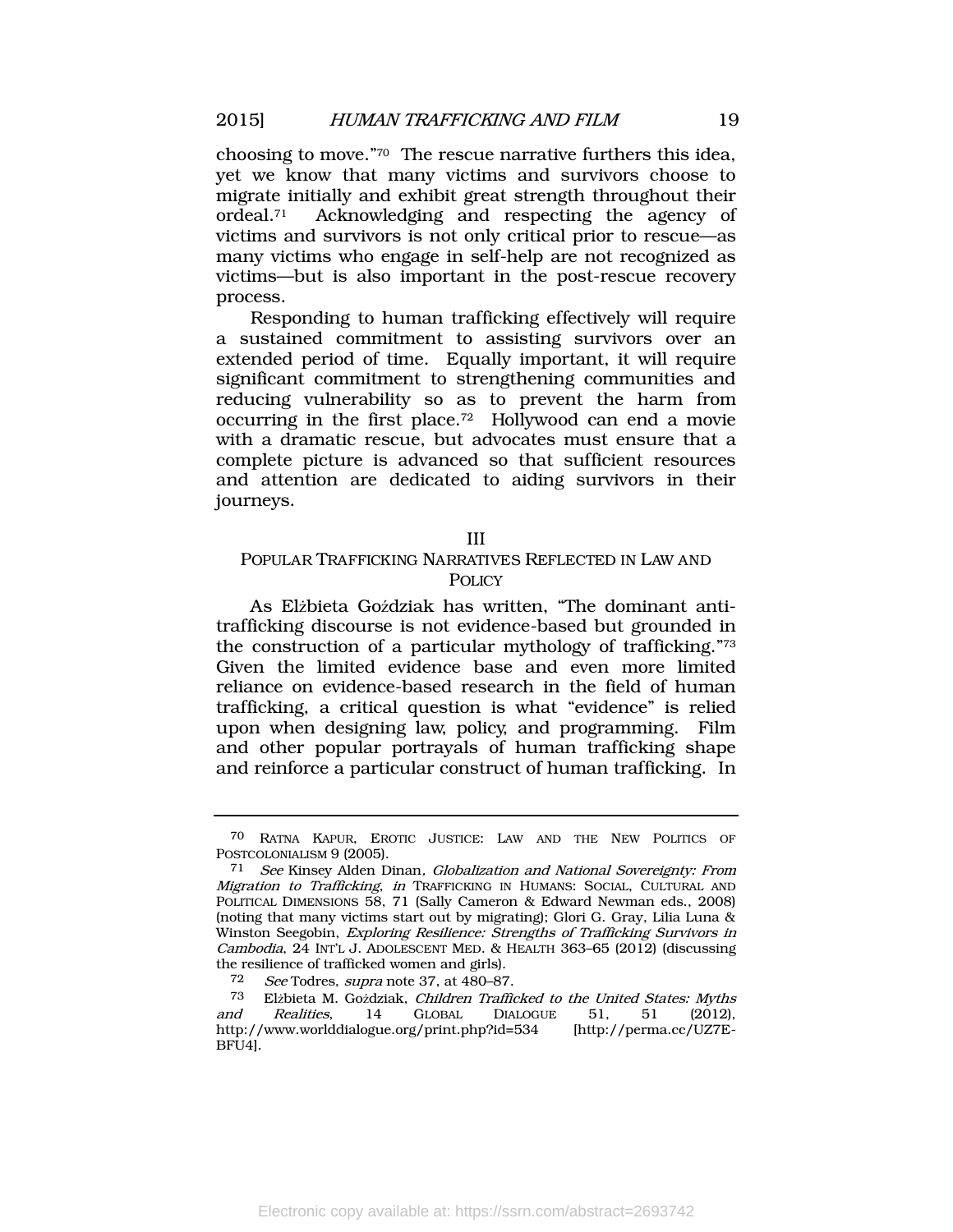choosing to move."[70] The rescue narrative furthers this idea, yet we know that many victims and survivors choose to migrate initially and exhibit great strength throughout their ordeal.[71] Acknowledging and respecting the agency of victims and survivors is not only critical prior to rescue—as many victims who engage in self-help are not recognized as victims—but is also important in the post-rescue recovery process.

Responding to human trafficking effectively will require a sustained commitment to assisting survivors over an extended period of time. Equally important, it will require significant commitment to strengthening communities and reducing vulnerability so as to prevent the harm from occurring in the first place.[72] Hollywood can end a movie with a dramatic rescue, but advocates must ensure that a complete picture is advanced so that sufficient resources and attention are dedicated to aiding survivors in their journeys.

## III
## POPULAR TRAFFICKING NARRATIVES REFLECTED IN LAW AND POLICY

As Elżbieta Goździak has written, "The dominant anti-trafficking discourse is not evidence-based but grounded in the construction of a particular mythology of trafficking."[73] Given the limited evidence base and even more limited reliance on evidence-based research in the field of human trafficking, a critical question is what "evidence" is relied upon when designing law, policy, and programming. Film and other popular portrayals of human trafficking shape and reinforce a particular construct of human trafficking. In

---

70 RATNA KAPUR, EROTIC JUSTICE: LAW AND THE NEW POLITICS OF POSTCOLONIALISM 9 (2005).

71 *See* Kinsey Alden Dinan, *Globalization and National Sovereignty: From Migration to Trafficking*, *in* TRAFFICKING IN HUMANS: SOCIAL, CULTURAL AND POLITICAL DIMENSIONS 58, 71 (Sally Cameron & Edward Newman eds., 2008) (noting that many victims start out by migrating); Glori G. Gray, Lilia Luna & Winston Seegobin, *Exploring Resilience: Strengths of Trafficking Survivors in Cambodia*, 24 INT'L J. ADOLESCENT MED. & HEALTH 363–65 (2012) (discussing the resilience of trafficked women and girls).

72 *See* Todres, *supra* note 37, at 480–87.

73 Elżbieta M. Goździak, *Children Trafficked to the United States: Myths and Realities*, 14 GLOBAL DIALOGUE 51, 51 (2012), http://www.worlddialogue.org/print.php?id=534 [http://perma.cc/UZ7E-BFU4].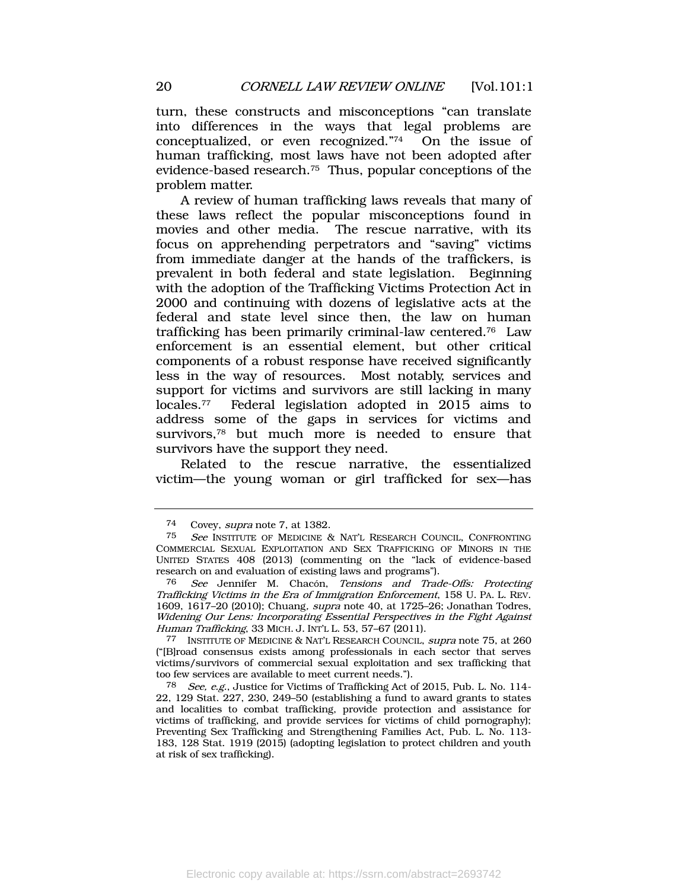turn, these constructs and misconceptions "can translate into differences in the ways that legal problems are conceptualized, or even recognized."[74] On the issue of human trafficking, most laws have not been adopted after evidence-based research.[75] Thus, popular conceptions of the problem matter.

A review of human trafficking laws reveals that many of these laws reflect the popular misconceptions found in movies and other media. The rescue narrative, with its focus on apprehending perpetrators and "saving" victims from immediate danger at the hands of the traffickers, is prevalent in both federal and state legislation. Beginning with the adoption of the Trafficking Victims Protection Act in 2000 and continuing with dozens of legislative acts at the federal and state level since then, the law on human trafficking has been primarily criminal-law centered.[76] Law enforcement is an essential element, but other critical components of a robust response have received significantly less in the way of resources. Most notably, services and support for victims and survivors are still lacking in many locales.[77] Federal legislation adopted in 2015 aims to address some of the gaps in services for victims and survivors,[78] but much more is needed to ensure that survivors have the support they need.

Related to the rescue narrative, the essentialized victim—the young woman or girl trafficked for sex—has

---

[74] Covey, *supra* note 7, at 1382.

[75] *See* INSTITUTE OF MEDICINE & NAT'L RESEARCH COUNCIL, CONFRONTING COMMERCIAL SEXUAL EXPLOITATION AND SEX TRAFFICKING OF MINORS IN THE UNITED STATES 408 (2013) (commenting on the "lack of evidence-based research on and evaluation of existing laws and programs").

[76] *See* Jennifer M. Chacón, *Tensions and Trade-Offs: Protecting Trafficking Victims in the Era of Immigration Enforcement*, 158 U. PA. L. REV. 1609, 1617–20 (2010); Chuang*, supra* note 40, at 1725–26; Jonathan Todres, *Widening Our Lens: Incorporating Essential Perspectives in the Fight Against Human Trafficking*, 33 MICH. J. INT'L L. 53, 57–67 (2011).

[77] INSTITUTE OF MEDICINE & NAT'L RESEARCH COUNCIL, *supra* note 75, at 260 ("[B]road consensus exists among professionals in each sector that serves victims/survivors of commercial sexual exploitation and sex trafficking that too few services are available to meet current needs.").

[78] *See, e.g.*, Justice for Victims of Trafficking Act of 2015, Pub. L. No. 114-22, 129 Stat. 227, 230, 249–50 (establishing a fund to award grants to states and localities to combat trafficking, provide protection and assistance for victims of trafficking, and provide services for victims of child pornography); Preventing Sex Trafficking and Strengthening Families Act, Pub. L. No. 113-183, 128 Stat. 1919 (2015) (adopting legislation to protect children and youth at risk of sex trafficking).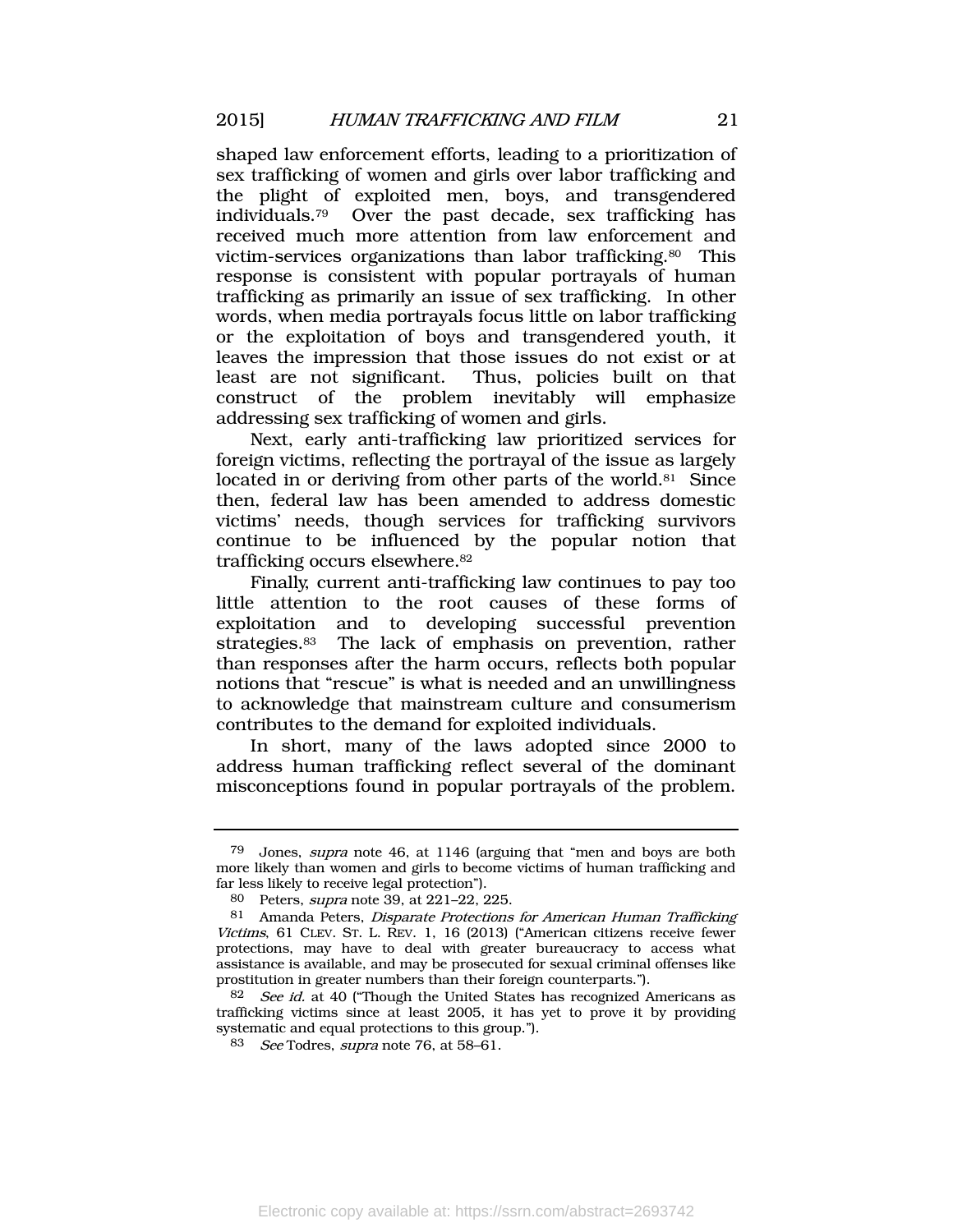shaped law enforcement efforts, leading to a prioritization of sex trafficking of women and girls over labor trafficking and the plight of exploited men, boys, and transgendered individuals.[79] Over the past decade, sex trafficking has received much more attention from law enforcement and victim-services organizations than labor trafficking.[80] This response is consistent with popular portrayals of human trafficking as primarily an issue of sex trafficking. In other words, when media portrayals focus little on labor trafficking or the exploitation of boys and transgendered youth, it leaves the impression that those issues do not exist or at least are not significant. Thus, policies built on that construct of the problem inevitably will emphasize addressing sex trafficking of women and girls.

Next, early anti-trafficking law prioritized services for foreign victims, reflecting the portrayal of the issue as largely located in or deriving from other parts of the world.[81] Since then, federal law has been amended to address domestic victims' needs, though services for trafficking survivors continue to be influenced by the popular notion that trafficking occurs elsewhere.[82]

Finally, current anti-trafficking law continues to pay too little attention to the root causes of these forms of exploitation and to developing successful prevention strategies.[83] The lack of emphasis on prevention, rather than responses after the harm occurs, reflects both popular notions that "rescue" is what is needed and an unwillingness to acknowledge that mainstream culture and consumerism contributes to the demand for exploited individuals.

In short, many of the laws adopted since 2000 to address human trafficking reflect several of the dominant misconceptions found in popular portrayals of the problem.

---

79 Jones, *supra* note 46, at 1146 (arguing that "men and boys are both more likely than women and girls to become victims of human trafficking and far less likely to receive legal protection").

80 Peters, *supra* note 39, at 221–22, 225.

81 Amanda Peters, *Disparate Protections for American Human Trafficking Victims*, 61 CLEV. ST. L. REV. 1, 16 (2013) ("American citizens receive fewer protections, may have to deal with greater bureaucracy to access what assistance is available, and may be prosecuted for sexual criminal offenses like prostitution in greater numbers than their foreign counterparts.").

82 *See id.* at 40 ("Though the United States has recognized Americans as trafficking victims since at least 2005, it has yet to prove it by providing systematic and equal protections to this group.").

83 *See* Todres, *supra* note 76, at 58–61.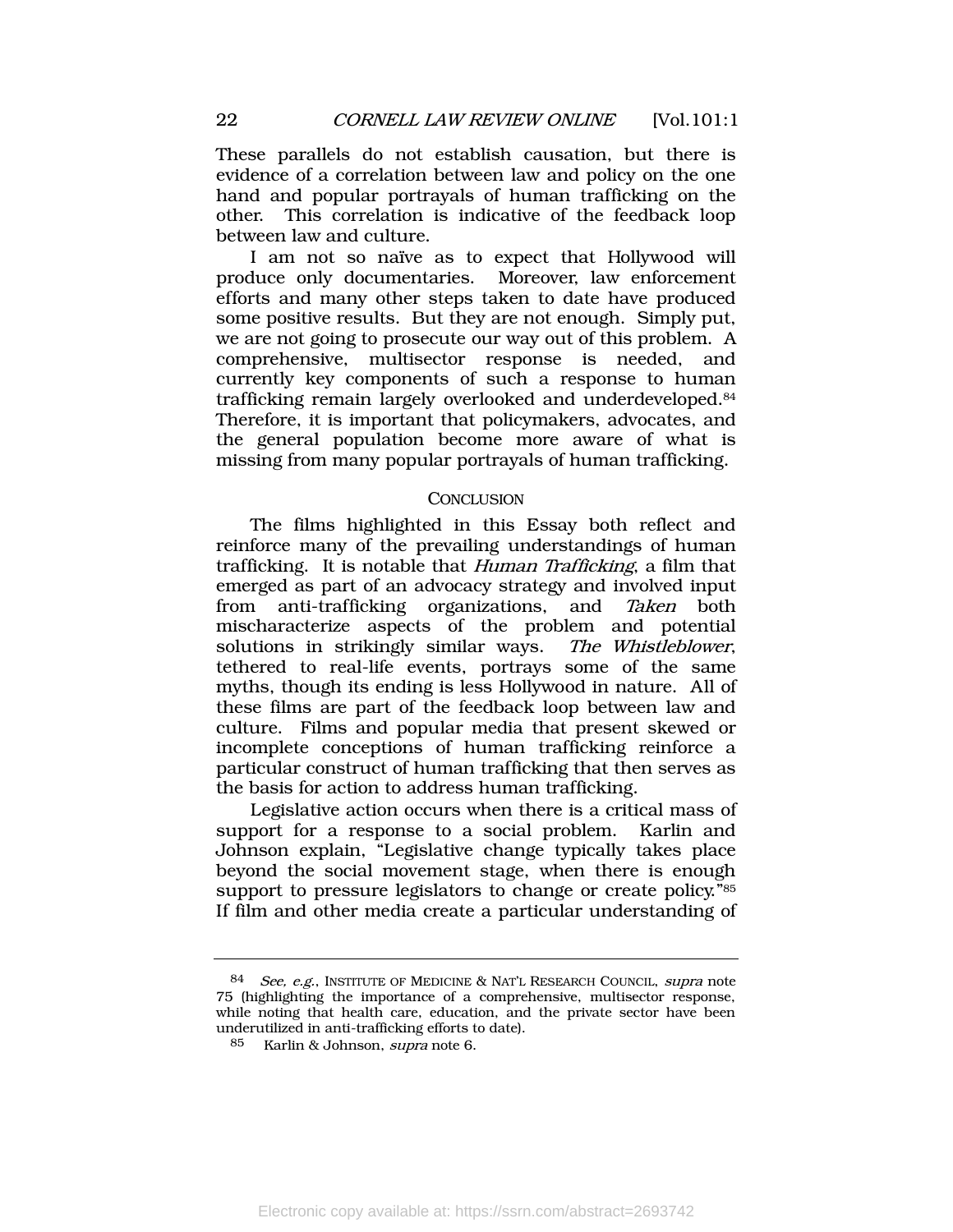These parallels do not establish causation, but there is evidence of a correlation between law and policy on the one hand and popular portrayals of human trafficking on the other. This correlation is indicative of the feedback loop between law and culture.

I am not so naïve as to expect that Hollywood will produce only documentaries. Moreover, law enforcement efforts and many other steps taken to date have produced some positive results. But they are not enough. Simply put, we are not going to prosecute our way out of this problem. A comprehensive, multisector response is needed, and currently key components of such a response to human trafficking remain largely overlooked and underdeveloped.[84] Therefore, it is important that policymakers, advocates, and the general population become more aware of what is missing from many popular portrayals of human trafficking.

## CONCLUSION

The films highlighted in this Essay both reflect and reinforce many of the prevailing understandings of human trafficking. It is notable that *Human Trafficking*, a film that emerged as part of an advocacy strategy and involved input from anti-trafficking organizations, and *Taken* both mischaracterize aspects of the problem and potential solutions in strikingly similar ways. *The Whistleblower*, tethered to real-life events, portrays some of the same myths, though its ending is less Hollywood in nature. All of these films are part of the feedback loop between law and culture. Films and popular media that present skewed or incomplete conceptions of human trafficking reinforce a particular construct of human trafficking that then serves as the basis for action to address human trafficking.

Legislative action occurs when there is a critical mass of support for a response to a social problem. Karlin and Johnson explain, "Legislative change typically takes place beyond the social movement stage, when there is enough support to pressure legislators to change or create policy."[85] If film and other media create a particular understanding of

---

[84] *See, e.g.*, INSTITUTE OF MEDICINE & NAT'L RESEARCH COUNCIL, *supra* note 75 (highlighting the importance of a comprehensive, multisector response, while noting that health care, education, and the private sector have been underutilized in anti-trafficking efforts to date).

[85] Karlin & Johnson, *supra* note 6.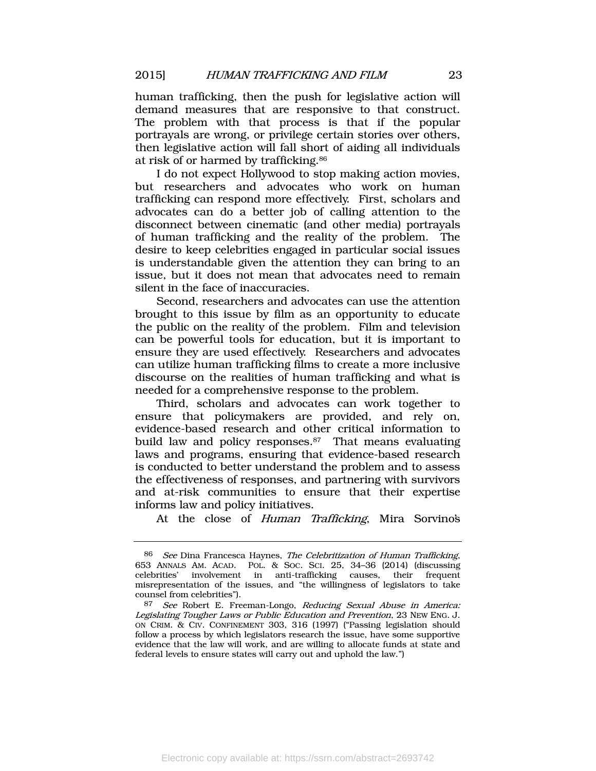human trafficking, then the push for legislative action will demand measures that are responsive to that construct. The problem with that process is that if the popular portrayals are wrong, or privilege certain stories over others, then legislative action will fall short of aiding all individuals at risk of or harmed by trafficking.[86]

I do not expect Hollywood to stop making action movies, but researchers and advocates who work on human trafficking can respond more effectively. First, scholars and advocates can do a better job of calling attention to the disconnect between cinematic (and other media) portrayals of human trafficking and the reality of the problem. The desire to keep celebrities engaged in particular social issues is understandable given the attention they can bring to an issue, but it does not mean that advocates need to remain silent in the face of inaccuracies.

Second, researchers and advocates can use the attention brought to this issue by film as an opportunity to educate the public on the reality of the problem. Film and television can be powerful tools for education, but it is important to ensure they are used effectively. Researchers and advocates can utilize human trafficking films to create a more inclusive discourse on the realities of human trafficking and what is needed for a comprehensive response to the problem.

Third, scholars and advocates can work together to ensure that policymakers are provided, and rely on, evidence-based research and other critical information to build law and policy responses.[87] That means evaluating laws and programs, ensuring that evidence-based research is conducted to better understand the problem and to assess the effectiveness of responses, and partnering with survivors and at-risk communities to ensure that their expertise informs law and policy initiatives.

At the close of *Human Trafficking*, Mira Sorvino's

---

[86] *See* Dina Francesca Haynes, *The Celebritization of Human Trafficking*, 653 ANNALS AM. ACAD. POL. & SOC. SCI. 25, 34–36 (2014) (discussing celebrities' involvement in anti-trafficking causes, their frequent misrepresentation of the issues, and "the willingness of legislators to take counsel from celebrities").

[87] *See* Robert E. Freeman-Longo, *Reducing Sexual Abuse in America: Legislating Tougher Laws or Public Education and Prevention*, 23 NEW ENG. J. ON CRIM. & CIV. CONFINEMENT 303, 316 (1997) ("Passing legislation should follow a process by which legislators research the issue, have some supportive evidence that the law will work, and are willing to allocate funds at state and federal levels to ensure states will carry out and uphold the law.")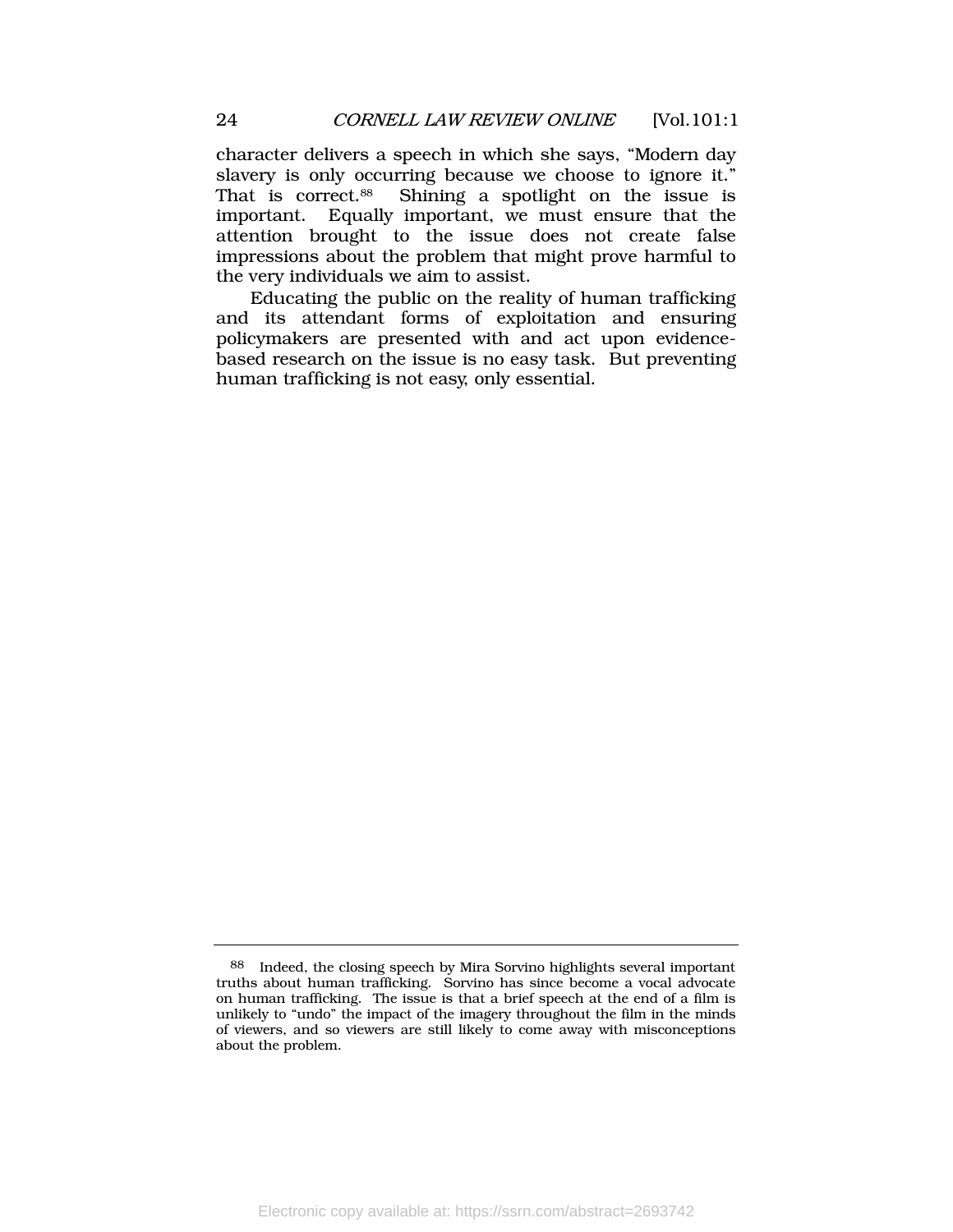character delivers a speech in which she says, "Modern day slavery is only occurring because we choose to ignore it." That is correct.[88] Shining a spotlight on the issue is important. Equally important, we must ensure that the attention brought to the issue does not create false impressions about the problem that might prove harmful to the very individuals we aim to assist.

Educating the public on the reality of human trafficking and its attendant forms of exploitation and ensuring policymakers are presented with and act upon evidence-based research on the issue is no easy task. But preventing human trafficking is not easy, only essential.

---

[88] Indeed, the closing speech by Mira Sorvino highlights several important truths about human trafficking. Sorvino has since become a vocal advocate on human trafficking. The issue is that a brief speech at the end of a film is unlikely to "undo" the impact of the imagery throughout the film in the minds of viewers, and so viewers are still likely to come away with misconceptions about the problem.